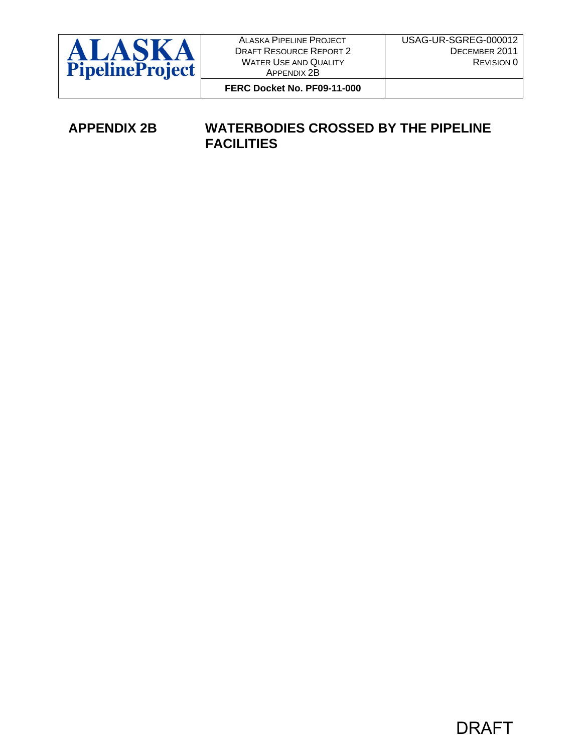# APPENDIX 2B WATERBODIES CROSSED BY THE PIPELINE FACILITIES

DRAFT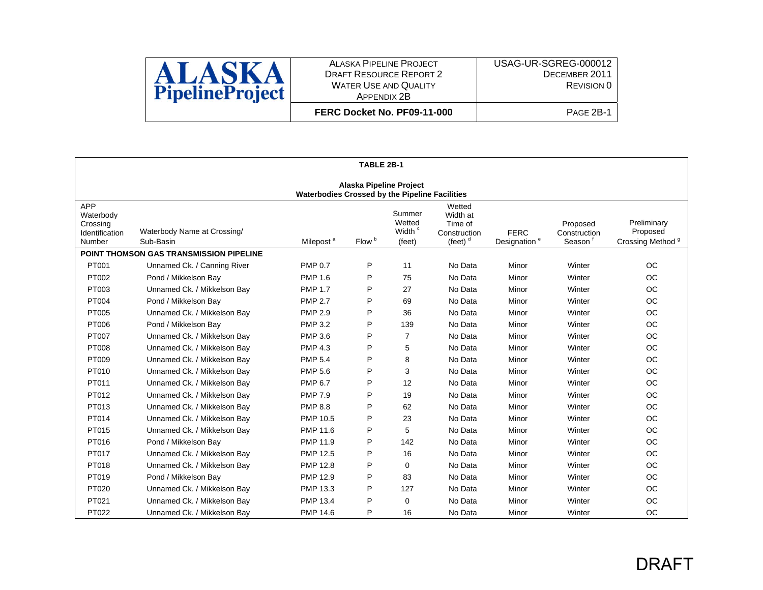**TABLE 2B-1**

**Alaska Pipeline Project**
**Waterbodies Crossed by the Pipeline Facilities**

| APP Waterbody Crossing Identification Number | Waterbody Name at Crossing/ Sub-Basin | Milepost [a] | Flow [b] | Summer Wetted Width [c] (feet) | Wetted Width at Time of Construction (feet) [d] | FERC Designation [e] | Proposed Construction Season [f] | Preliminary Proposed Crossing Method [g] |
|---|---|---|---|---|---|---|---|---|
| **POINT THOMSON GAS TRANSMISSION PIPELINE** | | | | | | | | |
| PT001 | Unnamed Ck. / Canning River | PMP 0.7 | P | 11 | No Data | Minor | Winter | OC |
| PT002 | Pond / Mikkelson Bay | PMP 1.6 | P | 75 | No Data | Minor | Winter | OC |
| PT003 | Unnamed Ck. / Mikkelson Bay | PMP 1.7 | P | 27 | No Data | Minor | Winter | OC |
| PT004 | Pond / Mikkelson Bay | PMP 2.7 | P | 69 | No Data | Minor | Winter | OC |
| PT005 | Unnamed Ck. / Mikkelson Bay | PMP 2.9 | P | 36 | No Data | Minor | Winter | OC |
| PT006 | Pond / Mikkelson Bay | PMP 3.2 | P | 139 | No Data | Minor | Winter | OC |
| PT007 | Unnamed Ck. / Mikkelson Bay | PMP 3.6 | P | 7 | No Data | Minor | Winter | OC |
| PT008 | Unnamed Ck. / Mikkelson Bay | PMP 4.3 | P | 5 | No Data | Minor | Winter | OC |
| PT009 | Unnamed Ck. / Mikkelson Bay | PMP 5.4 | P | 8 | No Data | Minor | Winter | OC |
| PT010 | Unnamed Ck. / Mikkelson Bay | PMP 5.6 | P | 3 | No Data | Minor | Winter | OC |
| PT011 | Unnamed Ck. / Mikkelson Bay | PMP 6.7 | P | 12 | No Data | Minor | Winter | OC |
| PT012 | Unnamed Ck. / Mikkelson Bay | PMP 7.9 | P | 19 | No Data | Minor | Winter | OC |
| PT013 | Unnamed Ck. / Mikkelson Bay | PMP 8.8 | P | 62 | No Data | Minor | Winter | OC |
| PT014 | Unnamed Ck. / Mikkelson Bay | PMP 10.5 | P | 23 | No Data | Minor | Winter | OC |
| PT015 | Unnamed Ck. / Mikkelson Bay | PMP 11.6 | P | 5 | No Data | Minor | Winter | OC |
| PT016 | Pond / Mikkelson Bay | PMP 11.9 | P | 142 | No Data | Minor | Winter | OC |
| PT017 | Unnamed Ck. / Mikkelson Bay | PMP 12.5 | P | 16 | No Data | Minor | Winter | OC |
| PT018 | Unnamed Ck. / Mikkelson Bay | PMP 12.8 | P | 0 | No Data | Minor | Winter | OC |
| PT019 | Pond / Mikkelson Bay | PMP 12.9 | P | 83 | No Data | Minor | Winter | OC |
| PT020 | Unnamed Ck. / Mikkelson Bay | PMP 13.3 | P | 127 | No Data | Minor | Winter | OC |
| PT021 | Unnamed Ck. / Mikkelson Bay | PMP 13.4 | P | 0 | No Data | Minor | Winter | OC |
| PT022 | Unnamed Ck. / Mikkelson Bay | PMP 14.6 | P | 16 | No Data | Minor | Winter | OC |

DRAFT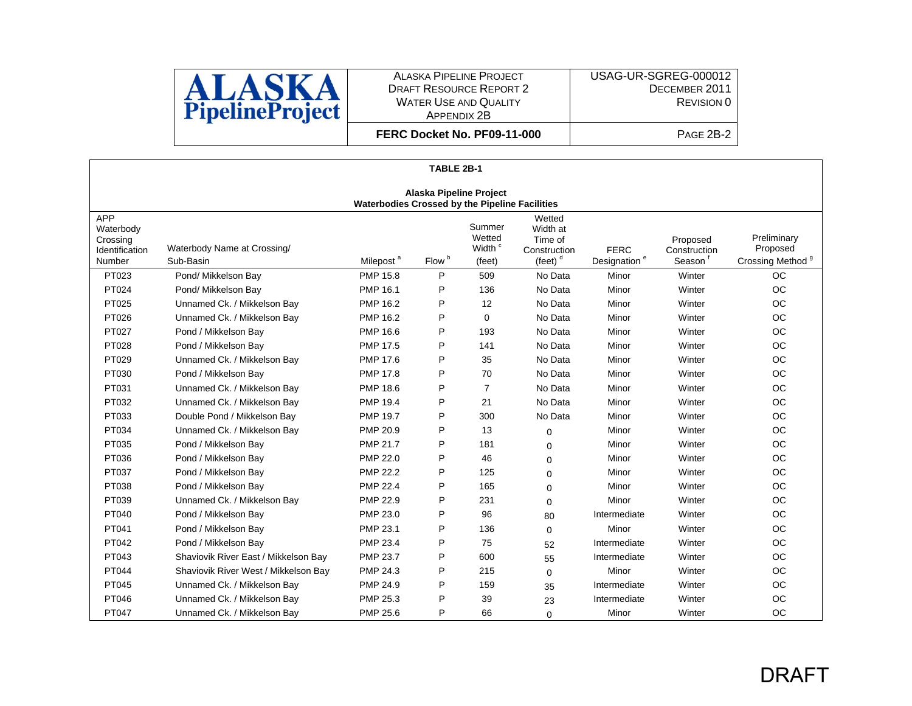**TABLE 2B-1**

**Alaska Pipeline Project**
**Waterbodies Crossed by the Pipeline Facilities**

| APP Waterbody Crossing Identification Number | Waterbody Name at Crossing/ Sub-Basin | Milepost [a] | Flow [b] | Summer Wetted Width [c] (feet) | Wetted Width at Time of Construction (feet) [d] | FERC Designation [e] | Proposed Construction Season [f] | Preliminary Proposed Crossing Method [g] |
|---|---|---|---|---|---|---|---|---|
| PT023 | Pond/ Mikkelson Bay | PMP 15.8 | P | 509 | No Data | Minor | Winter | OC |
| PT024 | Pond/ Mikkelson Bay | PMP 16.1 | P | 136 | No Data | Minor | Winter | OC |
| PT025 | Unnamed Ck. / Mikkelson Bay | PMP 16.2 | P | 12 | No Data | Minor | Winter | OC |
| PT026 | Unnamed Ck. / Mikkelson Bay | PMP 16.2 | P | 0 | No Data | Minor | Winter | OC |
| PT027 | Pond / Mikkelson Bay | PMP 16.6 | P | 193 | No Data | Minor | Winter | OC |
| PT028 | Pond / Mikkelson Bay | PMP 17.5 | P | 141 | No Data | Minor | Winter | OC |
| PT029 | Unnamed Ck. / Mikkelson Bay | PMP 17.6 | P | 35 | No Data | Minor | Winter | OC |
| PT030 | Pond / Mikkelson Bay | PMP 17.8 | P | 70 | No Data | Minor | Winter | OC |
| PT031 | Unnamed Ck. / Mikkelson Bay | PMP 18.6 | P | 7 | No Data | Minor | Winter | OC |
| PT032 | Unnamed Ck. / Mikkelson Bay | PMP 19.4 | P | 21 | No Data | Minor | Winter | OC |
| PT033 | Double Pond / Mikkelson Bay | PMP 19.7 | P | 300 | No Data | Minor | Winter | OC |
| PT034 | Unnamed Ck. / Mikkelson Bay | PMP 20.9 | P | 13 | 0 | Minor | Winter | OC |
| PT035 | Pond / Mikkelson Bay | PMP 21.7 | P | 181 | 0 | Minor | Winter | OC |
| PT036 | Pond / Mikkelson Bay | PMP 22.0 | P | 46 | 0 | Minor | Winter | OC |
| PT037 | Pond / Mikkelson Bay | PMP 22.2 | P | 125 | 0 | Minor | Winter | OC |
| PT038 | Pond / Mikkelson Bay | PMP 22.4 | P | 165 | 0 | Minor | Winter | OC |
| PT039 | Unnamed Ck. / Mikkelson Bay | PMP 22.9 | P | 231 | 0 | Minor | Winter | OC |
| PT040 | Pond / Mikkelson Bay | PMP 23.0 | P | 96 | 80 | Intermediate | Winter | OC |
| PT041 | Pond / Mikkelson Bay | PMP 23.1 | P | 136 | 0 | Minor | Winter | OC |
| PT042 | Pond / Mikkelson Bay | PMP 23.4 | P | 75 | 52 | Intermediate | Winter | OC |
| PT043 | Shaviovik River East / Mikkelson Bay | PMP 23.7 | P | 600 | 55 | Intermediate | Winter | OC |
| PT044 | Shaviovik River West / Mikkelson Bay | PMP 24.3 | P | 215 | 0 | Minor | Winter | OC |
| PT045 | Unnamed Ck. / Mikkelson Bay | PMP 24.9 | P | 159 | 35 | Intermediate | Winter | OC |
| PT046 | Unnamed Ck. / Mikkelson Bay | PMP 25.3 | P | 39 | 23 | Intermediate | Winter | OC |
| PT047 | Unnamed Ck. / Mikkelson Bay | PMP 25.6 | P | 66 | 0 | Minor | Winter | OC |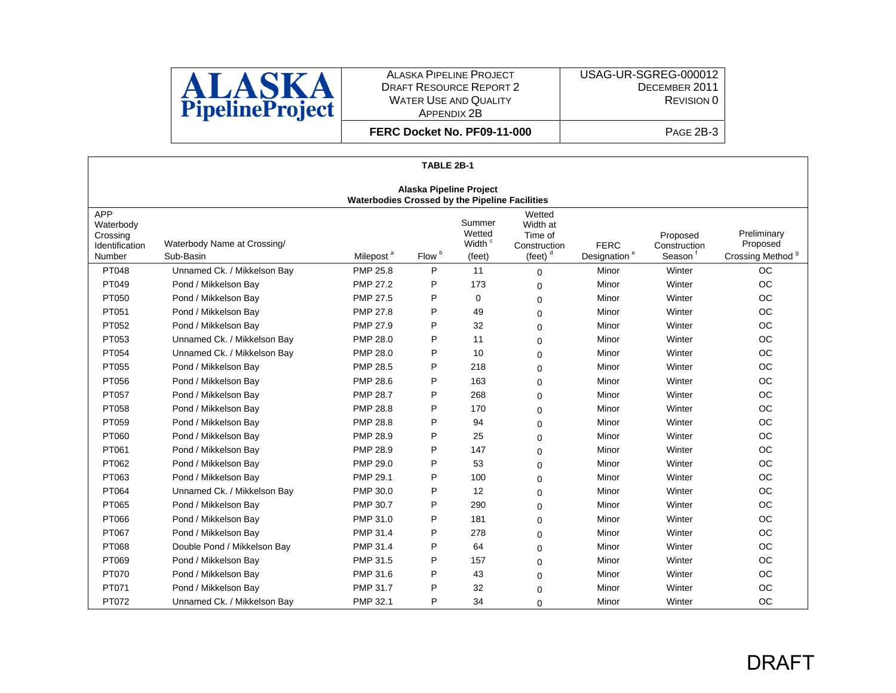**TABLE 2B-1**

**Alaska Pipeline Project**
**Waterbodies Crossed by the Pipeline Facilities**

| APP Waterbody Crossing Identification Number | Waterbody Name at Crossing/ Sub-Basin | Milepost [a] | Flow [b] | Summer Wetted Width [c] (feet) | Wetted Width at Time of Construction (feet) [d] | FERC Designation [e] | Proposed Construction Season [f] | Preliminary Proposed Crossing Method [g] |
|---|---|---|---|---|---|---|---|---|
| PT048 | Unnamed Ck. / Mikkelson Bay | PMP 25.8 | P | 11 | 0 | Minor | Winter | OC |
| PT049 | Pond / Mikkelson Bay | PMP 27.2 | P | 173 | 0 | Minor | Winter | OC |
| PT050 | Pond / Mikkelson Bay | PMP 27.5 | P | 0 | 0 | Minor | Winter | OC |
| PT051 | Pond / Mikkelson Bay | PMP 27.8 | P | 49 | 0 | Minor | Winter | OC |
| PT052 | Pond / Mikkelson Bay | PMP 27.9 | P | 32 | 0 | Minor | Winter | OC |
| PT053 | Unnamed Ck. / Mikkelson Bay | PMP 28.0 | P | 11 | 0 | Minor | Winter | OC |
| PT054 | Unnamed Ck. / Mikkelson Bay | PMP 28.0 | P | 10 | 0 | Minor | Winter | OC |
| PT055 | Pond / Mikkelson Bay | PMP 28.5 | P | 218 | 0 | Minor | Winter | OC |
| PT056 | Pond / Mikkelson Bay | PMP 28.6 | P | 163 | 0 | Minor | Winter | OC |
| PT057 | Pond / Mikkelson Bay | PMP 28.7 | P | 268 | 0 | Minor | Winter | OC |
| PT058 | Pond / Mikkelson Bay | PMP 28.8 | P | 170 | 0 | Minor | Winter | OC |
| PT059 | Pond / Mikkelson Bay | PMP 28.8 | P | 94 | 0 | Minor | Winter | OC |
| PT060 | Pond / Mikkelson Bay | PMP 28.9 | P | 25 | 0 | Minor | Winter | OC |
| PT061 | Pond / Mikkelson Bay | PMP 28.9 | P | 147 | 0 | Minor | Winter | OC |
| PT062 | Pond / Mikkelson Bay | PMP 29.0 | P | 53 | 0 | Minor | Winter | OC |
| PT063 | Pond / Mikkelson Bay | PMP 29.1 | P | 100 | 0 | Minor | Winter | OC |
| PT064 | Unnamed Ck. / Mikkelson Bay | PMP 30.0 | P | 12 | 0 | Minor | Winter | OC |
| PT065 | Pond / Mikkelson Bay | PMP 30.7 | P | 290 | 0 | Minor | Winter | OC |
| PT066 | Pond / Mikkelson Bay | PMP 31.0 | P | 181 | 0 | Minor | Winter | OC |
| PT067 | Pond / Mikkelson Bay | PMP 31.4 | P | 278 | 0 | Minor | Winter | OC |
| PT068 | Double Pond / Mikkelson Bay | PMP 31.4 | P | 64 | 0 | Minor | Winter | OC |
| PT069 | Pond / Mikkelson Bay | PMP 31.5 | P | 157 | 0 | Minor | Winter | OC |
| PT070 | Pond / Mikkelson Bay | PMP 31.6 | P | 43 | 0 | Minor | Winter | OC |
| PT071 | Pond / Mikkelson Bay | PMP 31.7 | P | 32 | 0 | Minor | Winter | OC |
| PT072 | Unnamed Ck. / Mikkelson Bay | PMP 32.1 | P | 34 | 0 | Minor | Winter | OC |

DRAFT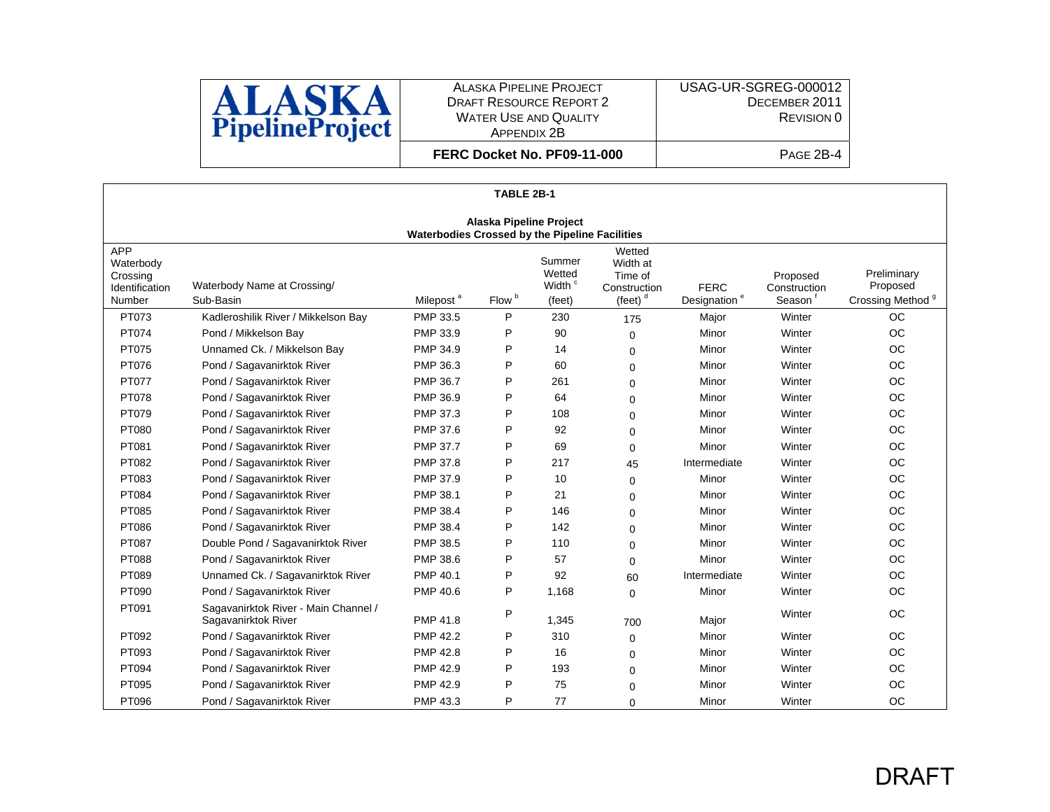**TABLE 2B-1**

**Alaska Pipeline Project**
**Waterbodies Crossed by the Pipeline Facilities**

| APP Waterbody Crossing Identification Number | Waterbody Name at Crossing/ Sub-Basin | Milepost [a] | Flow [b] | Summer Wetted Width [c] (feet) | Wetted Width at Time of Construction (feet) [d] | FERC Designation [e] | Proposed Construction Season [f] | Preliminary Proposed Crossing Method [g] |
|---|---|---|---|---|---|---|---|---|
| PT073 | Kadleroshilik River / Mikkelson Bay | PMP 33.5 | P | 230 | 175 | Major | Winter | OC |
| PT074 | Pond / Mikkelson Bay | PMP 33.9 | P | 90 | 0 | Minor | Winter | OC |
| PT075 | Unnamed Ck. / Mikkelson Bay | PMP 34.9 | P | 14 | 0 | Minor | Winter | OC |
| PT076 | Pond / Sagavanirktok River | PMP 36.3 | P | 60 | 0 | Minor | Winter | OC |
| PT077 | Pond / Sagavanirktok River | PMP 36.7 | P | 261 | 0 | Minor | Winter | OC |
| PT078 | Pond / Sagavanirktok River | PMP 36.9 | P | 64 | 0 | Minor | Winter | OC |
| PT079 | Pond / Sagavanirktok River | PMP 37.3 | P | 108 | 0 | Minor | Winter | OC |
| PT080 | Pond / Sagavanirktok River | PMP 37.6 | P | 92 | 0 | Minor | Winter | OC |
| PT081 | Pond / Sagavanirktok River | PMP 37.7 | P | 69 | 0 | Minor | Winter | OC |
| PT082 | Pond / Sagavanirktok River | PMP 37.8 | P | 217 | 45 | Intermediate | Winter | OC |
| PT083 | Pond / Sagavanirktok River | PMP 37.9 | P | 10 | 0 | Minor | Winter | OC |
| PT084 | Pond / Sagavanirktok River | PMP 38.1 | P | 21 | 0 | Minor | Winter | OC |
| PT085 | Pond / Sagavanirktok River | PMP 38.4 | P | 146 | 0 | Minor | Winter | OC |
| PT086 | Pond / Sagavanirktok River | PMP 38.4 | P | 142 | 0 | Minor | Winter | OC |
| PT087 | Double Pond / Sagavanirktok River | PMP 38.5 | P | 110 | 0 | Minor | Winter | OC |
| PT088 | Pond / Sagavanirktok River | PMP 38.6 | P | 57 | 0 | Minor | Winter | OC |
| PT089 | Unnamed Ck. / Sagavanirktok River | PMP 40.1 | P | 92 | 60 | Intermediate | Winter | OC |
| PT090 | Pond / Sagavanirktok River | PMP 40.6 | P | 1,168 | 0 | Minor | Winter | OC |
| PT091 | Sagavanirktok River - Main Channel / Sagavanirktok River | PMP 41.8 | P | 1,345 | 700 | Major | Winter | OC |
| PT092 | Pond / Sagavanirktok River | PMP 42.2 | P | 310 | 0 | Minor | Winter | OC |
| PT093 | Pond / Sagavanirktok River | PMP 42.8 | P | 16 | 0 | Minor | Winter | OC |
| PT094 | Pond / Sagavanirktok River | PMP 42.9 | P | 193 | 0 | Minor | Winter | OC |
| PT095 | Pond / Sagavanirktok River | PMP 42.9 | P | 75 | 0 | Minor | Winter | OC |
| PT096 | Pond / Sagavanirktok River | PMP 43.3 | P | 77 | 0 | Minor | Winter | OC |

DRAFT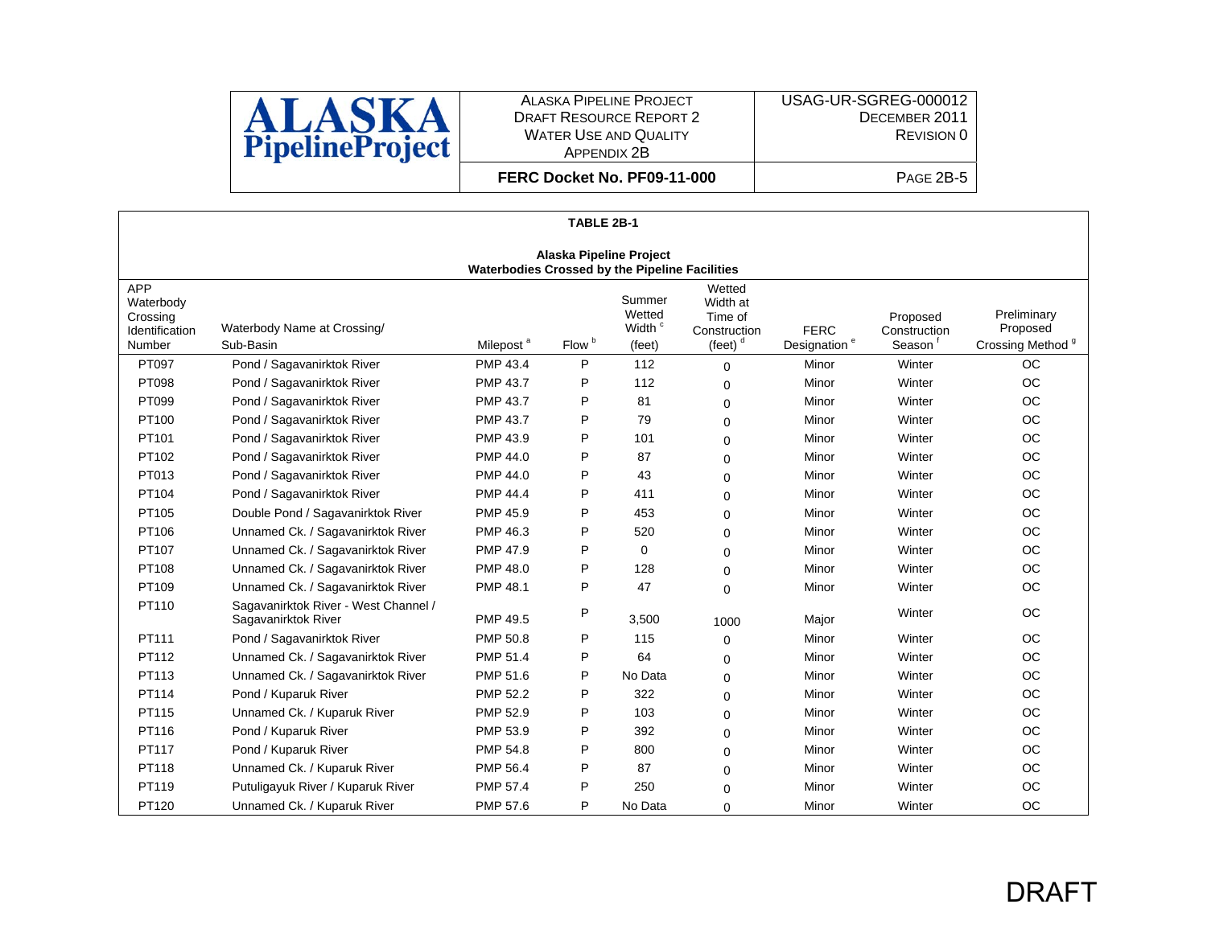**TABLE 2B-1**

**Alaska Pipeline Project**
**Waterbodies Crossed by the Pipeline Facilities**

| APP Waterbody Crossing Identification Number | Waterbody Name at Crossing/ Sub-Basin | Milepost [a] | Flow [b] | Summer Wetted Width [c] (feet) | Wetted Width at Time of Construction (feet) [d] | FERC Designation [e] | Proposed Construction Season [f] | Preliminary Proposed Crossing Method [g] |
|---|---|---|---|---|---|---|---|---|
| PT097 | Pond / Sagavanirktok River | PMP 43.4 | P | 112 | 0 | Minor | Winter | OC |
| PT098 | Pond / Sagavanirktok River | PMP 43.7 | P | 112 | 0 | Minor | Winter | OC |
| PT099 | Pond / Sagavanirktok River | PMP 43.7 | P | 81 | 0 | Minor | Winter | OC |
| PT100 | Pond / Sagavanirktok River | PMP 43.7 | P | 79 | 0 | Minor | Winter | OC |
| PT101 | Pond / Sagavanirktok River | PMP 43.9 | P | 101 | 0 | Minor | Winter | OC |
| PT102 | Pond / Sagavanirktok River | PMP 44.0 | P | 87 | 0 | Minor | Winter | OC |
| PT013 | Pond / Sagavanirktok River | PMP 44.0 | P | 43 | 0 | Minor | Winter | OC |
| PT104 | Pond / Sagavanirktok River | PMP 44.4 | P | 411 | 0 | Minor | Winter | OC |
| PT105 | Double Pond / Sagavanirktok River | PMP 45.9 | P | 453 | 0 | Minor | Winter | OC |
| PT106 | Unnamed Ck. / Sagavanirktok River | PMP 46.3 | P | 520 | 0 | Minor | Winter | OC |
| PT107 | Unnamed Ck. / Sagavanirktok River | PMP 47.9 | P | 0 | 0 | Minor | Winter | OC |
| PT108 | Unnamed Ck. / Sagavanirktok River | PMP 48.0 | P | 128 | 0 | Minor | Winter | OC |
| PT109 | Unnamed Ck. / Sagavanirktok River | PMP 48.1 | P | 47 | 0 | Minor | Winter | OC |
| PT110 | Sagavanirktok River - West Channel / Sagavanirktok River | PMP 49.5 | P | 3,500 | 1000 | Major | Winter | OC |
| PT111 | Pond / Sagavanirktok River | PMP 50.8 | P | 115 | 0 | Minor | Winter | OC |
| PT112 | Unnamed Ck. / Sagavanirktok River | PMP 51.4 | P | 64 | 0 | Minor | Winter | OC |
| PT113 | Unnamed Ck. / Sagavanirktok River | PMP 51.6 | P | No Data | 0 | Minor | Winter | OC |
| PT114 | Pond / Kuparuk River | PMP 52.2 | P | 322 | 0 | Minor | Winter | OC |
| PT115 | Unnamed Ck. / Kuparuk River | PMP 52.9 | P | 103 | 0 | Minor | Winter | OC |
| PT116 | Pond / Kuparuk River | PMP 53.9 | P | 392 | 0 | Minor | Winter | OC |
| PT117 | Pond / Kuparuk River | PMP 54.8 | P | 800 | 0 | Minor | Winter | OC |
| PT118 | Unnamed Ck. / Kuparuk River | PMP 56.4 | P | 87 | 0 | Minor | Winter | OC |
| PT119 | Putuligayuk River / Kuparuk River | PMP 57.4 | P | 250 | 0 | Minor | Winter | OC |
| PT120 | Unnamed Ck. / Kuparuk River | PMP 57.6 | P | No Data | 0 | Minor | Winter | OC |

DRAFT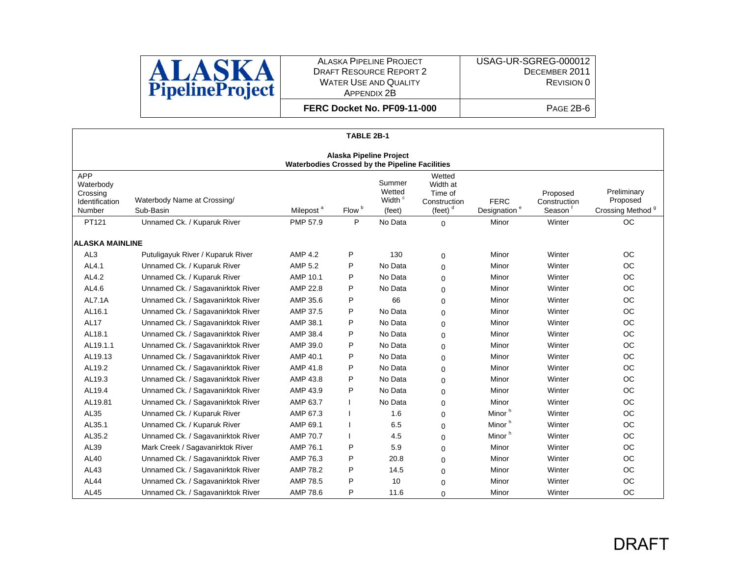**TABLE 2B-1**

**Alaska Pipeline Project**
**Waterbodies Crossed by the Pipeline Facilities**

| APP Waterbody Crossing Identification Number | Waterbody Name at Crossing/ Sub-Basin | Milepost [a] | Flow [b] | Summer Wetted Width [c] (feet) | Wetted Width at Time of Construction (feet) [d] | FERC Designation [e] | Proposed Construction Season [f] | Preliminary Proposed Crossing Method [g] |
|---|---|---|---|---|---|---|---|---|
| PT121 | Unnamed Ck. / Kuparuk River | PMP 57.9 | P | No Data | 0 | Minor | Winter | OC |
| **ALASKA MAINLINE** | | | | | | | | |
| AL3 | Putuligayuk River / Kuparuk River | AMP 4.2 | P | 130 | 0 | Minor | Winter | OC |
| AL4.1 | Unnamed Ck. / Kuparuk River | AMP 5.2 | P | No Data | 0 | Minor | Winter | OC |
| AL4.2 | Unnamed Ck. / Kuparuk River | AMP 10.1 | P | No Data | 0 | Minor | Winter | OC |
| AL4.6 | Unnamed Ck. / Sagavanirktok River | AMP 22.8 | P | No Data | 0 | Minor | Winter | OC |
| AL7.1A | Unnamed Ck. / Sagavanirktok River | AMP 35.6 | P | 66 | 0 | Minor | Winter | OC |
| AL16.1 | Unnamed Ck. / Sagavanirktok River | AMP 37.5 | P | No Data | 0 | Minor | Winter | OC |
| AL17 | Unnamed Ck. / Sagavanirktok River | AMP 38.1 | P | No Data | 0 | Minor | Winter | OC |
| AL18.1 | Unnamed Ck. / Sagavanirktok River | AMP 38.4 | P | No Data | 0 | Minor | Winter | OC |
| AL19.1.1 | Unnamed Ck. / Sagavanirktok River | AMP 39.0 | P | No Data | 0 | Minor | Winter | OC |
| AL19.13 | Unnamed Ck. / Sagavanirktok River | AMP 40.1 | P | No Data | 0 | Minor | Winter | OC |
| AL19.2 | Unnamed Ck. / Sagavanirktok River | AMP 41.8 | P | No Data | 0 | Minor | Winter | OC |
| AL19.3 | Unnamed Ck. / Sagavanirktok River | AMP 43.8 | P | No Data | 0 | Minor | Winter | OC |
| AL19.4 | Unnamed Ck. / Sagavanirktok River | AMP 43.9 | P | No Data | 0 | Minor | Winter | OC |
| AL19.81 | Unnamed Ck. / Sagavanirktok River | AMP 63.7 | I | No Data | 0 | Minor | Winter | OC |
| AL35 | Unnamed Ck. / Kuparuk River | AMP 67.3 | I | 1.6 | 0 | Minor [h] | Winter | OC |
| AL35.1 | Unnamed Ck. / Kuparuk River | AMP 69.1 | I | 6.5 | 0 | Minor [h] | Winter | OC |
| AL35.2 | Unnamed Ck. / Sagavanirktok River | AMP 70.7 | I | 4.5 | 0 | Minor [h] | Winter | OC |
| AL39 | Mark Creek / Sagavanirktok River | AMP 76.1 | P | 5.9 | 0 | Minor | Winter | OC |
| AL40 | Unnamed Ck. / Sagavanirktok River | AMP 76.3 | P | 20.8 | 0 | Minor | Winter | OC |
| AL43 | Unnamed Ck. / Sagavanirktok River | AMP 78.2 | P | 14.5 | 0 | Minor | Winter | OC |
| AL44 | Unnamed Ck. / Sagavanirktok River | AMP 78.5 | P | 10 | 0 | Minor | Winter | OC |
| AL45 | Unnamed Ck. / Sagavanirktok River | AMP 78.6 | P | 11.6 | 0 | Minor | Winter | OC |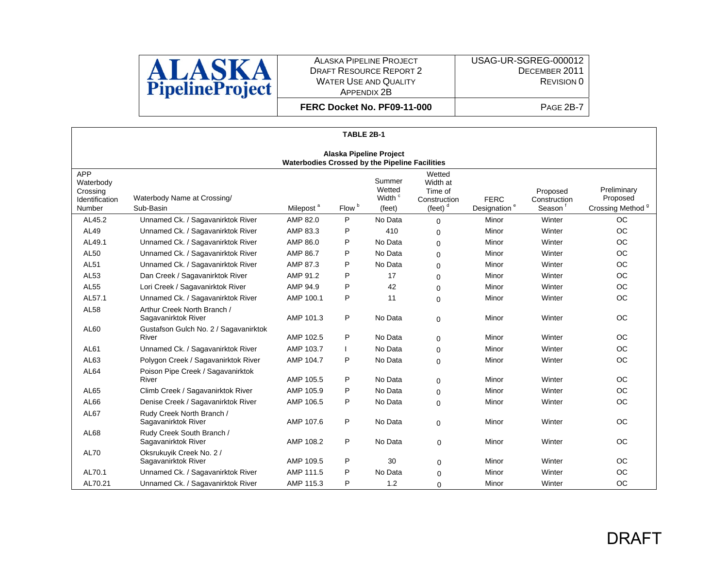**TABLE 2B-1**

**Alaska Pipeline Project**
**Waterbodies Crossed by the Pipeline Facilities**

| APP Waterbody Crossing Identification Number | Waterbody Name at Crossing/ Sub-Basin | Milepost [a] | Flow [b] | Summer Wetted Width [c] (feet) | Wetted Width at Time of Construction (feet) [d] | FERC Designation [e] | Proposed Construction Season [f] | Preliminary Proposed Crossing Method [g] |
|---|---|---|---|---|---|---|---|---|
| AL45.2 | Unnamed Ck. / Sagavanirktok River | AMP 82.0 | P | No Data | 0 | Minor | Winter | OC |
| AL49 | Unnamed Ck. / Sagavanirktok River | AMP 83.3 | P | 410 | 0 | Minor | Winter | OC |
| AL49.1 | Unnamed Ck. / Sagavanirktok River | AMP 86.0 | P | No Data | 0 | Minor | Winter | OC |
| AL50 | Unnamed Ck. / Sagavanirktok River | AMP 86.7 | P | No Data | 0 | Minor | Winter | OC |
| AL51 | Unnamed Ck. / Sagavanirktok River | AMP 87.3 | P | No Data | 0 | Minor | Winter | OC |
| AL53 | Dan Creek / Sagavanirktok River | AMP 91.2 | P | 17 | 0 | Minor | Winter | OC |
| AL55 | Lori Creek / Sagavanirktok River | AMP 94.9 | P | 42 | 0 | Minor | Winter | OC |
| AL57.1 | Unnamed Ck. / Sagavanirktok River | AMP 100.1 | P | 11 | 0 | Minor | Winter | OC |
| AL58 | Arthur Creek North Branch / Sagavanirktok River | AMP 101.3 | P | No Data | 0 | Minor | Winter | OC |
| AL60 | Gustafson Gulch No. 2 / Sagavanirktok River | AMP 102.5 | P | No Data | 0 | Minor | Winter | OC |
| AL61 | Unnamed Ck. / Sagavanirktok River | AMP 103.7 | I | No Data | 0 | Minor | Winter | OC |
| AL63 | Polygon Creek / Sagavanirktok River | AMP 104.7 | P | No Data | 0 | Minor | Winter | OC |
| AL64 | Poison Pipe Creek / Sagavanirktok River | AMP 105.5 | P | No Data | 0 | Minor | Winter | OC |
| AL65 | Climb Creek / Sagavanirktok River | AMP 105.9 | P | No Data | 0 | Minor | Winter | OC |
| AL66 | Denise Creek / Sagavanirktok River | AMP 106.5 | P | No Data | 0 | Minor | Winter | OC |
| AL67 | Rudy Creek North Branch / Sagavanirktok River | AMP 107.6 | P | No Data | 0 | Minor | Winter | OC |
| AL68 | Rudy Creek South Branch / Sagavanirktok River | AMP 108.2 | P | No Data | 0 | Minor | Winter | OC |
| AL70 | Oksrukuyik Creek No. 2 / Sagavanirktok River | AMP 109.5 | P | 30 | 0 | Minor | Winter | OC |
| AL70.1 | Unnamed Ck. / Sagavanirktok River | AMP 111.5 | P | No Data | 0 | Minor | Winter | OC |
| AL70.21 | Unnamed Ck. / Sagavanirktok River | AMP 115.3 | P | 1.2 | 0 | Minor | Winter | OC |

DRAFT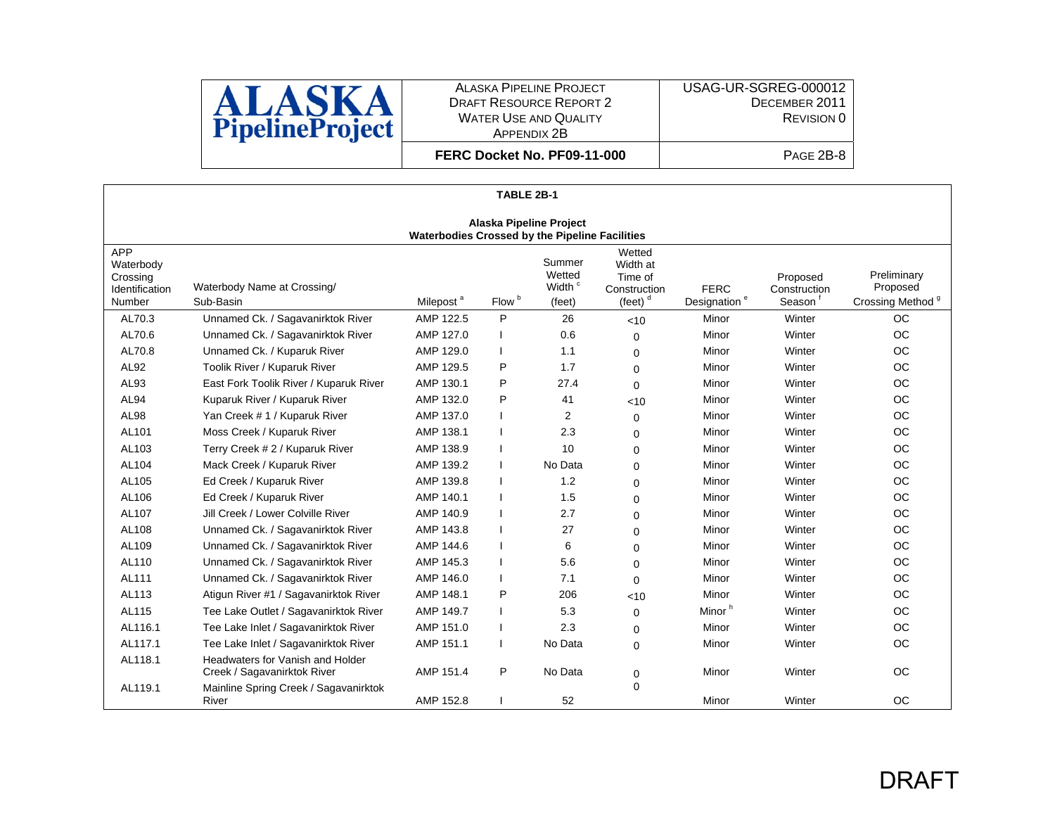**TABLE 2B-1**

**Alaska Pipeline Project**
**Waterbodies Crossed by the Pipeline Facilities**

| APP Waterbody Crossing Identification Number | Waterbody Name at Crossing/ Sub-Basin | Milepost [a] | Flow [b] | Summer Wetted Width [c] (feet) | Wetted Width at Time of Construction (feet) [d] | FERC Designation [e] | Proposed Construction Season [f] | Preliminary Proposed Crossing Method [g] |
|---|---|---|---|---|---|---|---|---|
| AL70.3 | Unnamed Ck. / Sagavanirktok River | AMP 122.5 | P | 26 | <10 | Minor | Winter | OC |
| AL70.6 | Unnamed Ck. / Sagavanirktok River | AMP 127.0 | I | 0.6 | 0 | Minor | Winter | OC |
| AL70.8 | Unnamed Ck. / Kuparuk River | AMP 129.0 | I | 1.1 | 0 | Minor | Winter | OC |
| AL92 | Toolik River / Kuparuk River | AMP 129.5 | P | 1.7 | 0 | Minor | Winter | OC |
| AL93 | East Fork Toolik River / Kuparuk River | AMP 130.1 | P | 27.4 | 0 | Minor | Winter | OC |
| AL94 | Kuparuk River / Kuparuk River | AMP 132.0 | P | 41 | <10 | Minor | Winter | OC |
| AL98 | Yan Creek # 1 / Kuparuk River | AMP 137.0 | I | 2 | 0 | Minor | Winter | OC |
| AL101 | Moss Creek / Kuparuk River | AMP 138.1 | I | 2.3 | 0 | Minor | Winter | OC |
| AL103 | Terry Creek # 2 / Kuparuk River | AMP 138.9 | I | 10 | 0 | Minor | Winter | OC |
| AL104 | Mack Creek / Kuparuk River | AMP 139.2 | I | No Data | 0 | Minor | Winter | OC |
| AL105 | Ed Creek / Kuparuk River | AMP 139.8 | I | 1.2 | 0 | Minor | Winter | OC |
| AL106 | Ed Creek / Kuparuk River | AMP 140.1 | I | 1.5 | 0 | Minor | Winter | OC |
| AL107 | Jill Creek / Lower Colville River | AMP 140.9 | I | 2.7 | 0 | Minor | Winter | OC |
| AL108 | Unnamed Ck. / Sagavanirktok River | AMP 143.8 | I | 27 | 0 | Minor | Winter | OC |
| AL109 | Unnamed Ck. / Sagavanirktok River | AMP 144.6 | I | 6 | 0 | Minor | Winter | OC |
| AL110 | Unnamed Ck. / Sagavanirktok River | AMP 145.3 | I | 5.6 | 0 | Minor | Winter | OC |
| AL111 | Unnamed Ck. / Sagavanirktok River | AMP 146.0 | I | 7.1 | 0 | Minor | Winter | OC |
| AL113 | Atigun River #1 / Sagavanirktok River | AMP 148.1 | P | 206 | <10 | Minor | Winter | OC |
| AL115 | Tee Lake Outlet / Sagavanirktok River | AMP 149.7 | I | 5.3 | 0 | Minor [h] | Winter | OC |
| AL116.1 | Tee Lake Inlet / Sagavanirktok River | AMP 151.0 | I | 2.3 | 0 | Minor | Winter | OC |
| AL117.1 | Tee Lake Inlet / Sagavanirktok River | AMP 151.1 | I | No Data | 0 | Minor | Winter | OC |
| AL118.1 | Headwaters for Vanish and Holder Creek / Sagavanirktok River | AMP 151.4 | P | No Data | 0 | Minor | Winter | OC |
| AL119.1 | Mainline Spring Creek / Sagavanirktok River | AMP 152.8 | I | 52 | 0 | Minor | Winter | OC |

DRAFT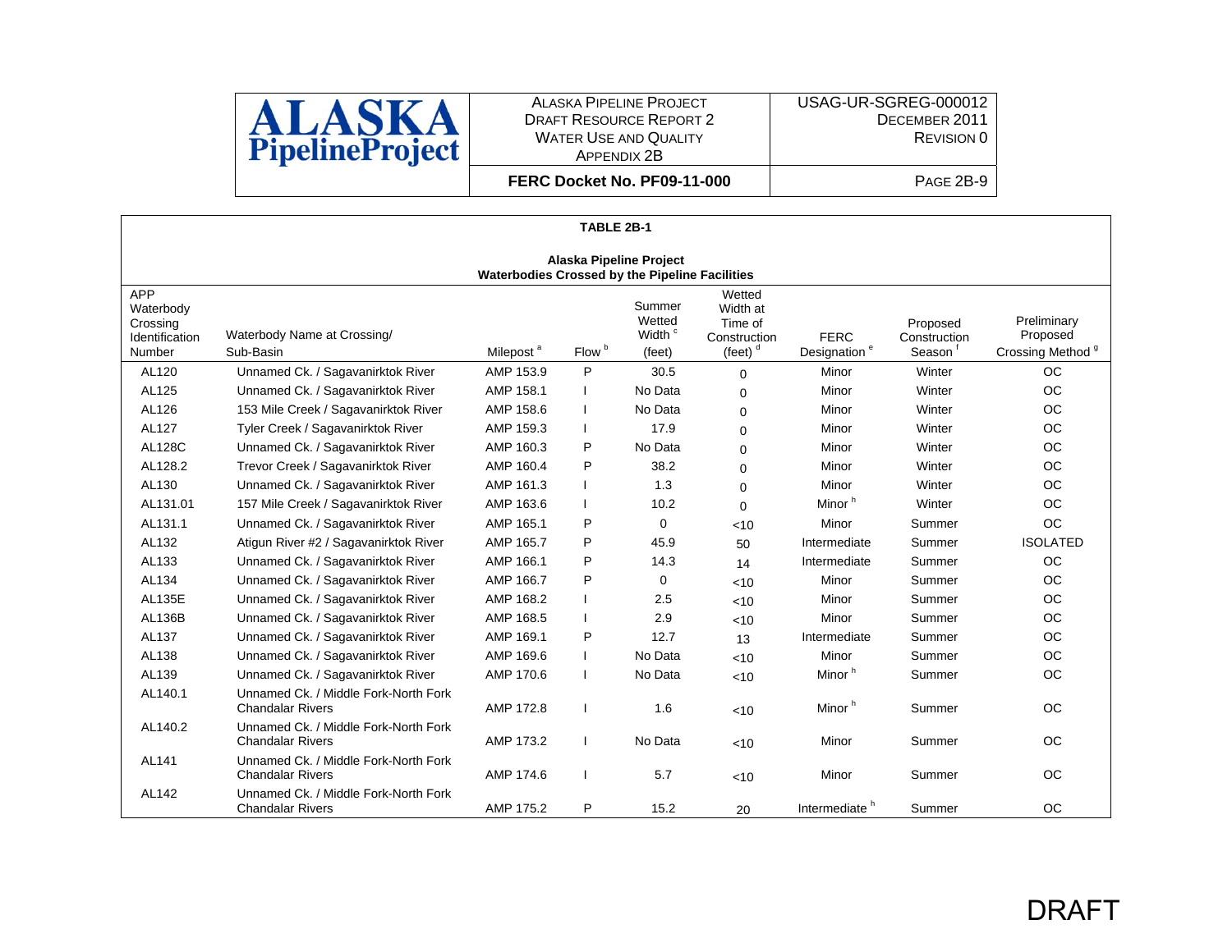**TABLE 2B-1**

**Alaska Pipeline Project**
**Waterbodies Crossed by the Pipeline Facilities**

| APP Waterbody Crossing Identification Number | Waterbody Name at Crossing/ Sub-Basin | Milepost [a] | Flow [b] | Summer Wetted Width [c] (feet) | Wetted Width at Time of Construction (feet) [d] | FERC Designation [e] | Proposed Construction Season [f] | Preliminary Proposed Crossing Method [g] |
|---|---|---|---|---|---|---|---|---|
| AL120 | Unnamed Ck. / Sagavanirktok River | AMP 153.9 | P | 30.5 | 0 | Minor | Winter | OC |
| AL125 | Unnamed Ck. / Sagavanirktok River | AMP 158.1 | I | No Data | 0 | Minor | Winter | OC |
| AL126 | 153 Mile Creek / Sagavanirktok River | AMP 158.6 | I | No Data | 0 | Minor | Winter | OC |
| AL127 | Tyler Creek / Sagavanirktok River | AMP 159.3 | I | 17.9 | 0 | Minor | Winter | OC |
| AL128C | Unnamed Ck. / Sagavanirktok River | AMP 160.3 | P | No Data | 0 | Minor | Winter | OC |
| AL128.2 | Trevor Creek / Sagavanirktok River | AMP 160.4 | P | 38.2 | 0 | Minor | Winter | OC |
| AL130 | Unnamed Ck. / Sagavanirktok River | AMP 161.3 | I | 1.3 | 0 | Minor | Winter | OC |
| AL131.01 | 157 Mile Creek / Sagavanirktok River | AMP 163.6 | I | 10.2 | 0 | Minor [h] | Winter | OC |
| AL131.1 | Unnamed Ck. / Sagavanirktok River | AMP 165.1 | P | 0 | <10 | Minor | Summer | OC |
| AL132 | Atigun River #2 / Sagavanirktok River | AMP 165.7 | P | 45.9 | 50 | Intermediate | Summer | ISOLATED |
| AL133 | Unnamed Ck. / Sagavanirktok River | AMP 166.1 | P | 14.3 | 14 | Intermediate | Summer | OC |
| AL134 | Unnamed Ck. / Sagavanirktok River | AMP 166.7 | P | 0 | <10 | Minor | Summer | OC |
| AL135E | Unnamed Ck. / Sagavanirktok River | AMP 168.2 | I | 2.5 | <10 | Minor | Summer | OC |
| AL136B | Unnamed Ck. / Sagavanirktok River | AMP 168.5 | I | 2.9 | <10 | Minor | Summer | OC |
| AL137 | Unnamed Ck. / Sagavanirktok River | AMP 169.1 | P | 12.7 | 13 | Intermediate | Summer | OC |
| AL138 | Unnamed Ck. / Sagavanirktok River | AMP 169.6 | I | No Data | <10 | Minor | Summer | OC |
| AL139 | Unnamed Ck. / Sagavanirktok River | AMP 170.6 | I | No Data | <10 | Minor [h] | Summer | OC |
| AL140.1 | Unnamed Ck. / Middle Fork-North Fork Chandalar Rivers | AMP 172.8 | I | 1.6 | <10 | Minor [h] | Summer | OC |
| AL140.2 | Unnamed Ck. / Middle Fork-North Fork Chandalar Rivers | AMP 173.2 | I | No Data | <10 | Minor | Summer | OC |
| AL141 | Unnamed Ck. / Middle Fork-North Fork Chandalar Rivers | AMP 174.6 | I | 5.7 | <10 | Minor | Summer | OC |
| AL142 | Unnamed Ck. / Middle Fork-North Fork Chandalar Rivers | AMP 175.2 | P | 15.2 | 20 | Intermediate [h] | Summer | OC |

DRAFT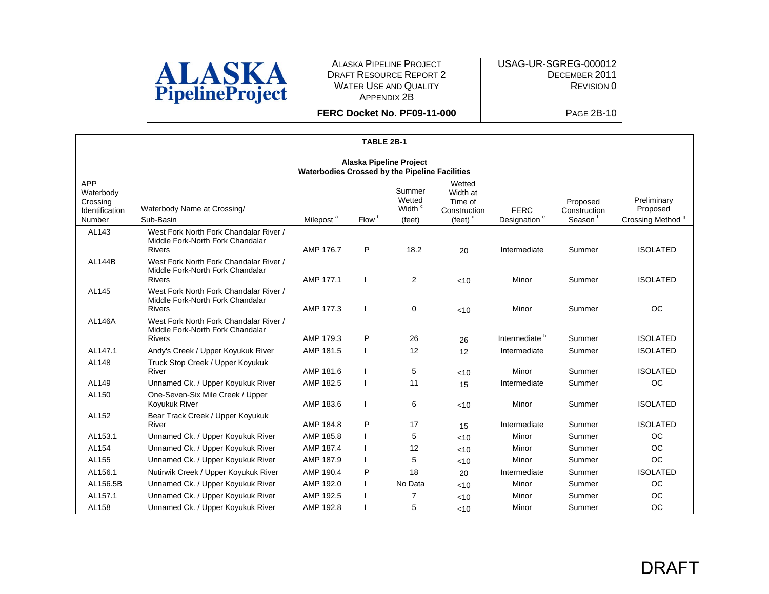**TABLE 2B-1**

**Alaska Pipeline Project**
**Waterbodies Crossed by the Pipeline Facilities**

| APP Waterbody Crossing Identification Number | Waterbody Name at Crossing/ Sub-Basin | Milepost [a] | Flow [b] | Summer Wetted Width [c] (feet) | Wetted Width at Time of Construction (feet) [d] | FERC Designation [e] | Proposed Construction Season [f] | Preliminary Proposed Crossing Method [g] |
|---|---|---|---|---|---|---|---|---|
| AL143 | West Fork North Fork Chandalar River / Middle Fork-North Fork Chandalar Rivers | AMP 176.7 | P | 18.2 | 20 | Intermediate | Summer | ISOLATED |
| AL144B | West Fork North Fork Chandalar River / Middle Fork-North Fork Chandalar Rivers | AMP 177.1 | I | 2 | <10 | Minor | Summer | ISOLATED |
| AL145 | West Fork North Fork Chandalar River / Middle Fork-North Fork Chandalar Rivers | AMP 177.3 | I | 0 | <10 | Minor | Summer | OC |
| AL146A | West Fork North Fork Chandalar River / Middle Fork-North Fork Chandalar Rivers | AMP 179.3 | P | 26 | 26 | Intermediate [h] | Summer | ISOLATED |
| AL147.1 | Andy's Creek / Upper Koyukuk River | AMP 181.5 | I | 12 | 12 | Intermediate | Summer | ISOLATED |
| AL148 | Truck Stop Creek / Upper Koyukuk River | AMP 181.6 | I | 5 | <10 | Minor | Summer | ISOLATED |
| AL149 | Unnamed Ck. / Upper Koyukuk River | AMP 182.5 | I | 11 | 15 | Intermediate | Summer | OC |
| AL150 | One-Seven-Six Mile Creek / Upper Koyukuk River | AMP 183.6 | I | 6 | <10 | Minor | Summer | ISOLATED |
| AL152 | Bear Track Creek / Upper Koyukuk River | AMP 184.8 | P | 17 | 15 | Intermediate | Summer | ISOLATED |
| AL153.1 | Unnamed Ck. / Upper Koyukuk River | AMP 185.8 | I | 5 | <10 | Minor | Summer | OC |
| AL154 | Unnamed Ck. / Upper Koyukuk River | AMP 187.4 | I | 12 | <10 | Minor | Summer | OC |
| AL155 | Unnamed Ck. / Upper Koyukuk River | AMP 187.9 | I | 5 | <10 | Minor | Summer | OC |
| AL156.1 | Nutirwik Creek / Upper Koyukuk River | AMP 190.4 | P | 18 | 20 | Intermediate | Summer | ISOLATED |
| AL156.5B | Unnamed Ck. / Upper Koyukuk River | AMP 192.0 | I | No Data | <10 | Minor | Summer | OC |
| AL157.1 | Unnamed Ck. / Upper Koyukuk River | AMP 192.5 | I | 7 | <10 | Minor | Summer | OC |
| AL158 | Unnamed Ck. / Upper Koyukuk River | AMP 192.8 | I | 5 | <10 | Minor | Summer | OC |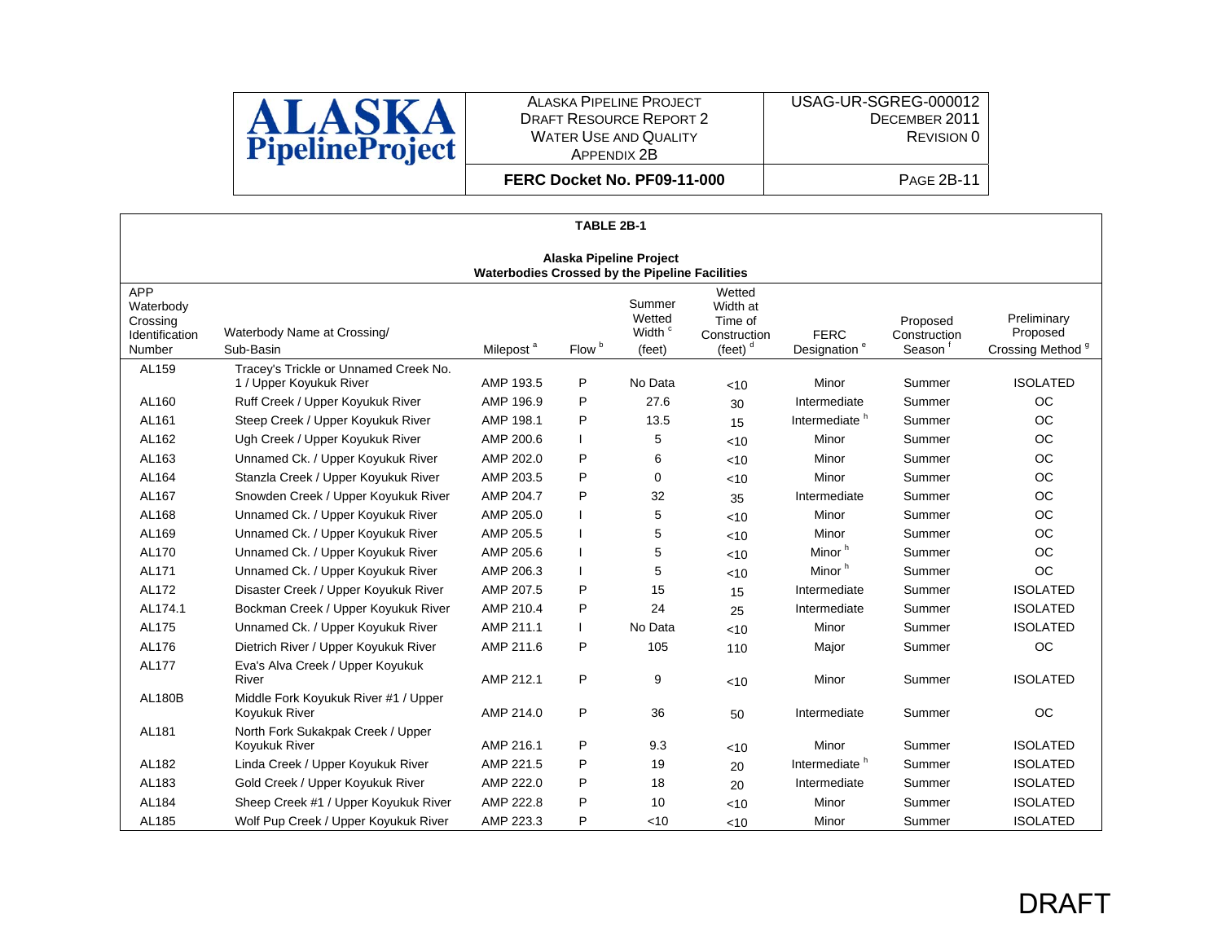**TABLE 2B-1**

**Alaska Pipeline Project**
**Waterbodies Crossed by the Pipeline Facilities**

| APP Waterbody Crossing Identification Number | Waterbody Name at Crossing/ Sub-Basin | Milepost [a] | Flow [b] | Summer Wetted Width [c] (feet) | Wetted Width at Time of Construction (feet) [d] | FERC Designation [e] | Proposed Construction Season [f] | Preliminary Proposed Crossing Method [g] |
|---|---|---|---|---|---|---|---|---|
| AL159 | Tracey's Trickle or Unnamed Creek No. 1 / Upper Koyukuk River | AMP 193.5 | P | No Data | <10 | Minor | Summer | ISOLATED |
| AL160 | Ruff Creek / Upper Koyukuk River | AMP 196.9 | P | 27.6 | 30 | Intermediate | Summer | OC |
| AL161 | Steep Creek / Upper Koyukuk River | AMP 198.1 | P | 13.5 | 15 | Intermediate [h] | Summer | OC |
| AL162 | Ugh Creek / Upper Koyukuk River | AMP 200.6 | I | 5 | <10 | Minor | Summer | OC |
| AL163 | Unnamed Ck. / Upper Koyukuk River | AMP 202.0 | P | 6 | <10 | Minor | Summer | OC |
| AL164 | Stanzla Creek / Upper Koyukuk River | AMP 203.5 | P | 0 | <10 | Minor | Summer | OC |
| AL167 | Snowden Creek / Upper Koyukuk River | AMP 204.7 | P | 32 | 35 | Intermediate | Summer | OC |
| AL168 | Unnamed Ck. / Upper Koyukuk River | AMP 205.0 | I | 5 | <10 | Minor | Summer | OC |
| AL169 | Unnamed Ck. / Upper Koyukuk River | AMP 205.5 | I | 5 | <10 | Minor | Summer | OC |
| AL170 | Unnamed Ck. / Upper Koyukuk River | AMP 205.6 | I | 5 | <10 | Minor [h] | Summer | OC |
| AL171 | Unnamed Ck. / Upper Koyukuk River | AMP 206.3 | I | 5 | <10 | Minor [h] | Summer | OC |
| AL172 | Disaster Creek / Upper Koyukuk River | AMP 207.5 | P | 15 | 15 | Intermediate | Summer | ISOLATED |
| AL174.1 | Bockman Creek / Upper Koyukuk River | AMP 210.4 | P | 24 | 25 | Intermediate | Summer | ISOLATED |
| AL175 | Unnamed Ck. / Upper Koyukuk River | AMP 211.1 | I | No Data | <10 | Minor | Summer | ISOLATED |
| AL176 | Dietrich River / Upper Koyukuk River | AMP 211.6 | P | 105 | 110 | Major | Summer | OC |
| AL177 | Eva's Alva Creek / Upper Koyukuk River | AMP 212.1 | P | 9 | <10 | Minor | Summer | ISOLATED |
| AL180B | Middle Fork Koyukuk River #1 / Upper Koyukuk River | AMP 214.0 | P | 36 | 50 | Intermediate | Summer | OC |
| AL181 | North Fork Sukakpak Creek / Upper Koyukuk River | AMP 216.1 | P | 9.3 | <10 | Minor | Summer | ISOLATED |
| AL182 | Linda Creek / Upper Koyukuk River | AMP 221.5 | P | 19 | 20 | Intermediate [h] | Summer | ISOLATED |
| AL183 | Gold Creek / Upper Koyukuk River | AMP 222.0 | P | 18 | 20 | Intermediate | Summer | ISOLATED |
| AL184 | Sheep Creek #1 / Upper Koyukuk River | AMP 222.8 | P | 10 | <10 | Minor | Summer | ISOLATED |
| AL185 | Wolf Pup Creek / Upper Koyukuk River | AMP 223.3 | P | <10 | <10 | Minor | Summer | ISOLATED |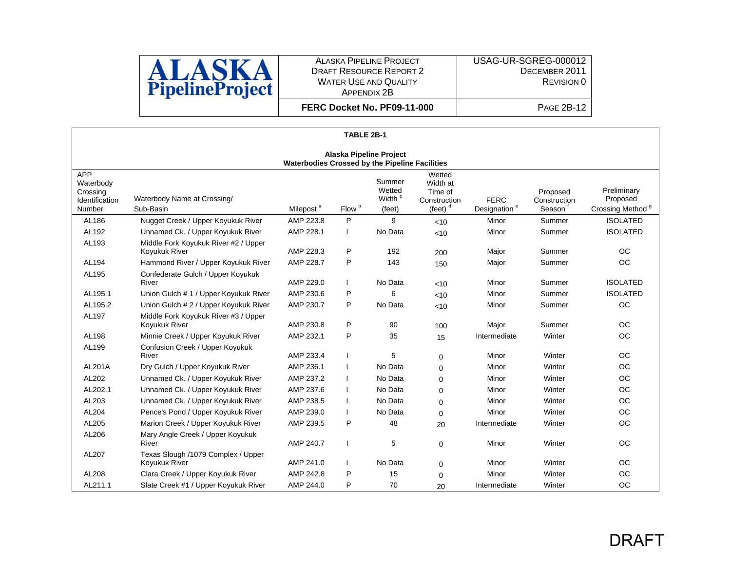**TABLE 2B-1**

**Alaska Pipeline Project**
**Waterbodies Crossed by the Pipeline Facilities**

| APP Waterbody Crossing Identification Number | Waterbody Name at Crossing/ Sub-Basin | Milepost [a] | Flow [b] | Summer Wetted Width [c] (feet) | Wetted Width at Time of Construction (feet) [d] | FERC Designation [e] | Proposed Construction Season [f] | Preliminary Proposed Crossing Method [g] |
|---|---|---|---|---|---|---|---|---|
| AL186 | Nugget Creek / Upper Koyukuk River | AMP 223.8 | P | 9 | <10 | Minor | Summer | ISOLATED |
| AL192 | Unnamed Ck. / Upper Koyukuk River | AMP 228.1 | I | No Data | <10 | Minor | Summer | ISOLATED |
| AL193 | Middle Fork Koyukuk River #2 / Upper Koyukuk River | AMP 228.3 | P | 192 | 200 | Major | Summer | OC |
| AL194 | Hammond River / Upper Koyukuk River | AMP 228.7 | P | 143 | 150 | Major | Summer | OC |
| AL195 | Confederate Gulch / Upper Koyukuk River | AMP 229.0 | I | No Data | <10 | Minor | Summer | ISOLATED |
| AL195.1 | Union Gulch # 1 / Upper Koyukuk River | AMP 230.6 | P | 6 | <10 | Minor | Summer | ISOLATED |
| AL195.2 | Union Gulch # 2 / Upper Koyukuk River | AMP 230.7 | P | No Data | <10 | Minor | Summer | OC |
| AL197 | Middle Fork Koyukuk River #3 / Upper Koyukuk River | AMP 230.8 | P | 90 | 100 | Major | Summer | OC |
| AL198 | Minnie Creek / Upper Koyukuk River | AMP 232.1 | P | 35 | 15 | Intermediate | Winter | OC |
| AL199 | Confusion Creek / Upper Koyukuk River | AMP 233.4 | I | 5 | 0 | Minor | Winter | OC |
| AL201A | Dry Gulch / Upper Koyukuk River | AMP 236.1 | I | No Data | 0 | Minor | Winter | OC |
| AL202 | Unnamed Ck. / Upper Koyukuk River | AMP 237.2 | I | No Data | 0 | Minor | Winter | OC |
| AL202.1 | Unnamed Ck. / Upper Koyukuk River | AMP 237.6 | I | No Data | 0 | Minor | Winter | OC |
| AL203 | Unnamed Ck. / Upper Koyukuk River | AMP 238.5 | I | No Data | 0 | Minor | Winter | OC |
| AL204 | Pence's Pond / Upper Koyukuk River | AMP 239.0 | I | No Data | 0 | Minor | Winter | OC |
| AL205 | Marion Creek / Upper Koyukuk River | AMP 239.5 | P | 48 | 20 | Intermediate | Winter | OC |
| AL206 | Mary Angle Creek / Upper Koyukuk River | AMP 240.7 | I | 5 | 0 | Minor | Winter | OC |
| AL207 | Texas Slough /1079 Complex / Upper Koyukuk River | AMP 241.0 | I | No Data | 0 | Minor | Winter | OC |
| AL208 | Clara Creek / Upper Koyukuk River | AMP 242.8 | P | 15 | 0 | Minor | Winter | OC |
| AL211.1 | Slate Creek #1 / Upper Koyukuk River | AMP 244.0 | P | 70 | 20 | Intermediate | Winter | OC |

DRAFT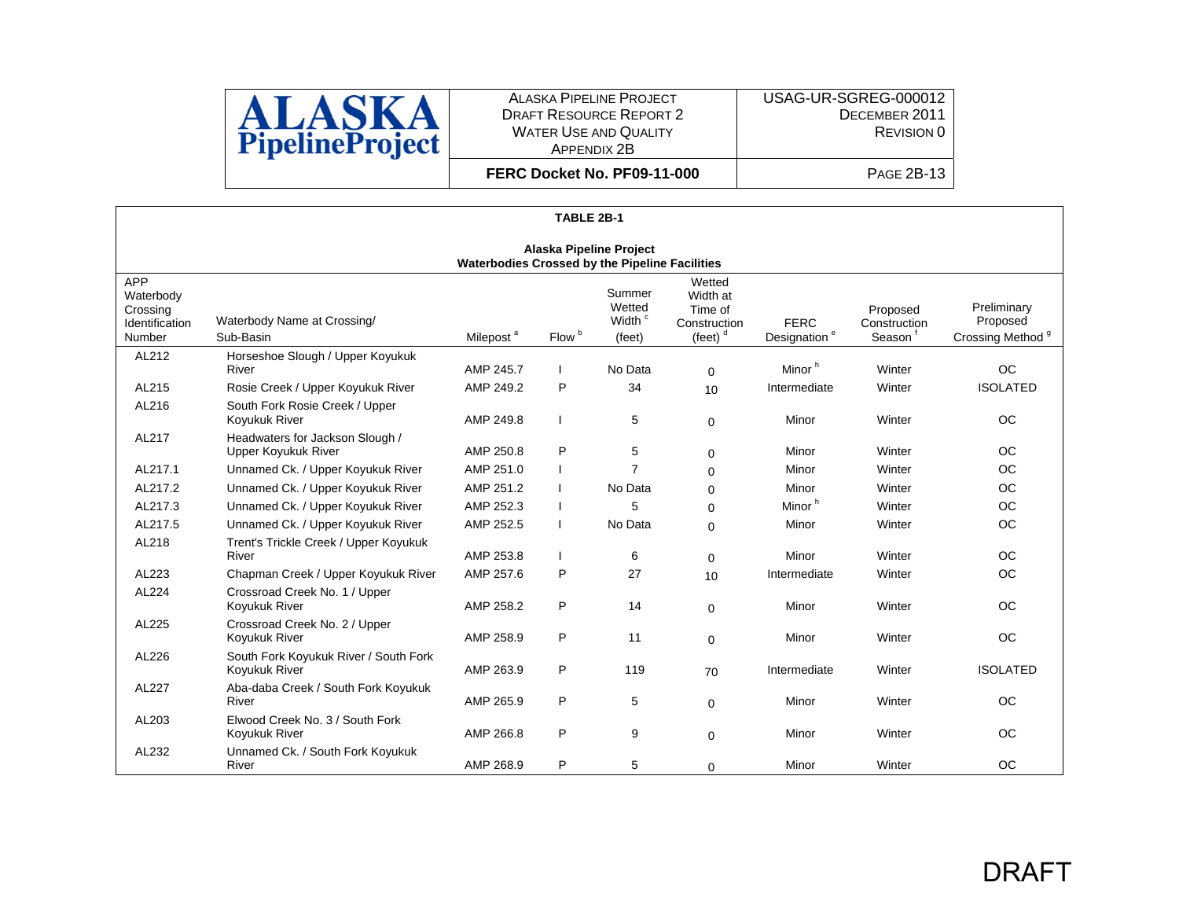**TABLE 2B-1**

**Alaska Pipeline Project**
**Waterbodies Crossed by the Pipeline Facilities**

| APP Waterbody Crossing Identification Number | Waterbody Name at Crossing/ Sub-Basin | Milepost [a] | Flow [b] | Summer Wetted Width [c] (feet) | Wetted Width at Time of Construction (feet) [d] | FERC Designation [e] | Proposed Construction Season [f] | Preliminary Proposed Crossing Method [g] |
|---|---|---|---|---|---|---|---|---|
| AL212 | Horseshoe Slough / Upper Koyukuk River | AMP 245.7 | I | No Data | 0 | Minor [h] | Winter | OC |
| AL215 | Rosie Creek / Upper Koyukuk River | AMP 249.2 | P | 34 | 10 | Intermediate | Winter | ISOLATED |
| AL216 | South Fork Rosie Creek / Upper Koyukuk River | AMP 249.8 | I | 5 | 0 | Minor | Winter | OC |
| AL217 | Headwaters for Jackson Slough / Upper Koyukuk River | AMP 250.8 | P | 5 | 0 | Minor | Winter | OC |
| AL217.1 | Unnamed Ck. / Upper Koyukuk River | AMP 251.0 | I | 7 | 0 | Minor | Winter | OC |
| AL217.2 | Unnamed Ck. / Upper Koyukuk River | AMP 251.2 | I | No Data | 0 | Minor | Winter | OC |
| AL217.3 | Unnamed Ck. / Upper Koyukuk River | AMP 252.3 | I | 5 | 0 | Minor [h] | Winter | OC |
| AL217.5 | Unnamed Ck. / Upper Koyukuk River | AMP 252.5 | I | No Data | 0 | Minor | Winter | OC |
| AL218 | Trent's Trickle Creek / Upper Koyukuk River | AMP 253.8 | I | 6 | 0 | Minor | Winter | OC |
| AL223 | Chapman Creek / Upper Koyukuk River | AMP 257.6 | P | 27 | 10 | Intermediate | Winter | OC |
| AL224 | Crossroad Creek No. 1 / Upper Koyukuk River | AMP 258.2 | P | 14 | 0 | Minor | Winter | OC |
| AL225 | Crossroad Creek No. 2 / Upper Koyukuk River | AMP 258.9 | P | 11 | 0 | Minor | Winter | OC |
| AL226 | South Fork Koyukuk River / South Fork Koyukuk River | AMP 263.9 | P | 119 | 70 | Intermediate | Winter | ISOLATED |
| AL227 | Aba-daba Creek / South Fork Koyukuk River | AMP 265.9 | P | 5 | 0 | Minor | Winter | OC |
| AL203 | Elwood Creek No. 3 / South Fork Koyukuk River | AMP 266.8 | P | 9 | 0 | Minor | Winter | OC |
| AL232 | Unnamed Ck. / South Fork Koyukuk River | AMP 268.9 | P | 5 | 0 | Minor | Winter | OC |

DRAFT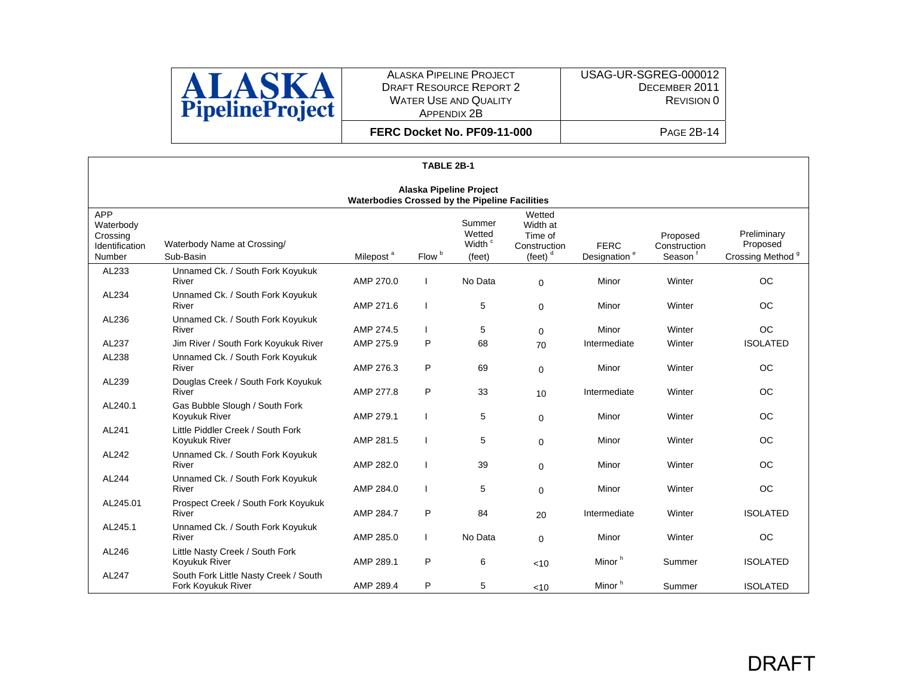**TABLE 2B-1**

**Alaska Pipeline Project**
**Waterbodies Crossed by the Pipeline Facilities**

| APP Waterbody Crossing Identification Number | Waterbody Name at Crossing/ Sub-Basin | Milepost [a] | Flow [b] | Summer Wetted Width [c] (feet) | Wetted Width at Time of Construction (feet) [d] | FERC Designation [e] | Proposed Construction Season [f] | Preliminary Proposed Crossing Method [g] |
|---|---|---|---|---|---|---|---|---|
| AL233 | Unnamed Ck. / South Fork Koyukuk River | AMP 270.0 | I | No Data | 0 | Minor | Winter | OC |
| AL234 | Unnamed Ck. / South Fork Koyukuk River | AMP 271.6 | I | 5 | 0 | Minor | Winter | OC |
| AL236 | Unnamed Ck. / South Fork Koyukuk River | AMP 274.5 | I | 5 | 0 | Minor | Winter | OC |
| AL237 | Jim River / South Fork Koyukuk River | AMP 275.9 | P | 68 | 70 | Intermediate | Winter | ISOLATED |
| AL238 | Unnamed Ck. / South Fork Koyukuk River | AMP 276.3 | P | 69 | 0 | Minor | Winter | OC |
| AL239 | Douglas Creek / South Fork Koyukuk River | AMP 277.8 | P | 33 | 10 | Intermediate | Winter | OC |
| AL240.1 | Gas Bubble Slough / South Fork Koyukuk River | AMP 279.1 | I | 5 | 0 | Minor | Winter | OC |
| AL241 | Little Piddler Creek / South Fork Koyukuk River | AMP 281.5 | I | 5 | 0 | Minor | Winter | OC |
| AL242 | Unnamed Ck. / South Fork Koyukuk River | AMP 282.0 | I | 39 | 0 | Minor | Winter | OC |
| AL244 | Unnamed Ck. / South Fork Koyukuk River | AMP 284.0 | I | 5 | 0 | Minor | Winter | OC |
| AL245.01 | Prospect Creek / South Fork Koyukuk River | AMP 284.7 | P | 84 | 20 | Intermediate | Winter | ISOLATED |
| AL245.1 | Unnamed Ck. / South Fork Koyukuk River | AMP 285.0 | I | No Data | 0 | Minor | Winter | OC |
| AL246 | Little Nasty Creek / South Fork Koyukuk River | AMP 289.1 | P | 6 | <10 | Minor [h] | Summer | ISOLATED |
| AL247 | South Fork Little Nasty Creek / South Fork Koyukuk River | AMP 289.4 | P | 5 | <10 | Minor [h] | Summer | ISOLATED |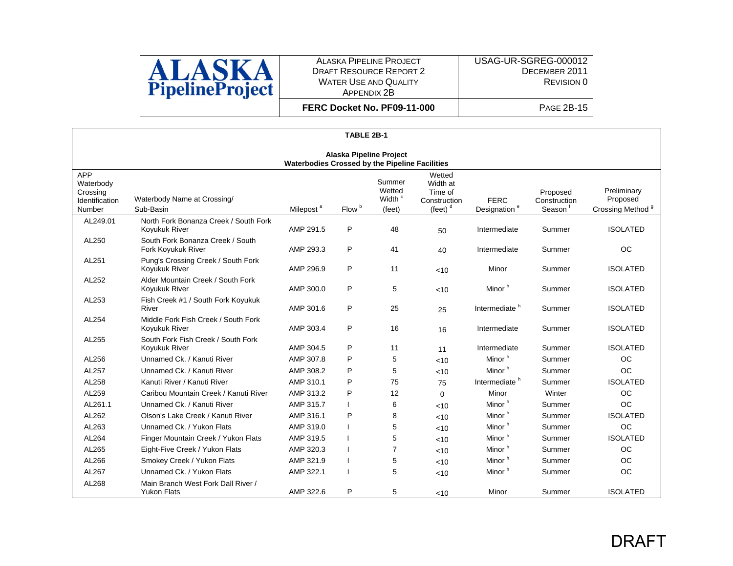**TABLE 2B-1**

**Alaska Pipeline Project**
**Waterbodies Crossed by the Pipeline Facilities**

| APP Waterbody Crossing Identification Number | Waterbody Name at Crossing/ Sub-Basin | Milepost [a] | Flow [b] | Summer Wetted Width [c] (feet) | Wetted Width at Time of Construction (feet) [d] | FERC Designation [e] | Proposed Construction Season [f] | Preliminary Proposed Crossing Method [g] |
|---|---|---|---|---|---|---|---|---|
| AL249.01 | North Fork Bonanza Creek / South Fork Koyukuk River | AMP 291.5 | P | 48 | 50 | Intermediate | Summer | ISOLATED |
| AL250 | South Fork Bonanza Creek / South Fork Koyukuk River | AMP 293.3 | P | 41 | 40 | Intermediate | Summer | OC |
| AL251 | Pung's Crossing Creek / South Fork Koyukuk River | AMP 296.9 | P | 11 | <10 | Minor | Summer | ISOLATED |
| AL252 | Alder Mountain Creek / South Fork Koyukuk River | AMP 300.0 | P | 5 | <10 | Minor [h] | Summer | ISOLATED |
| AL253 | Fish Creek #1 / South Fork Koyukuk River | AMP 301.6 | P | 25 | 25 | Intermediate [h] | Summer | ISOLATED |
| AL254 | Middle Fork Fish Creek / South Fork Koyukuk River | AMP 303.4 | P | 16 | 16 | Intermediate | Summer | ISOLATED |
| AL255 | South Fork Fish Creek / South Fork Koyukuk River | AMP 304.5 | P | 11 | 11 | Intermediate | Summer | ISOLATED |
| AL256 | Unnamed Ck. / Kanuti River | AMP 307.8 | P | 5 | <10 | Minor [h] | Summer | OC |
| AL257 | Unnamed Ck. / Kanuti River | AMP 308.2 | P | 5 | <10 | Minor [h] | Summer | OC |
| AL258 | Kanuti River / Kanuti River | AMP 310.1 | P | 75 | 75 | Intermediate [h] | Summer | ISOLATED |
| AL259 | Caribou Mountain Creek / Kanuti River | AMP 313.2 | P | 12 | 0 | Minor | Winter | OC |
| AL261.1 | Unnamed Ck. / Kanuti River | AMP 315.7 | I | 6 | <10 | Minor [h] | Summer | OC |
| AL262 | Olson's Lake Creek / Kanuti River | AMP 316.1 | P | 8 | <10 | Minor [h] | Summer | ISOLATED |
| AL263 | Unnamed Ck. / Yukon Flats | AMP 319.0 | I | 5 | <10 | Minor [h] | Summer | OC |
| AL264 | Finger Mountain Creek / Yukon Flats | AMP 319.5 | I | 5 | <10 | Minor [h] | Summer | ISOLATED |
| AL265 | Eight-Five Creek / Yukon Flats | AMP 320.3 | I | 7 | <10 | Minor [h] | Summer | OC |
| AL266 | Smokey Creek / Yukon Flats | AMP 321.9 | I | 5 | <10 | Minor [h] | Summer | OC |
| AL267 | Unnamed Ck. / Yukon Flats | AMP 322.1 | I | 5 | <10 | Minor [h] | Summer | OC |
| AL268 | Main Branch West Fork Dall River / Yukon Flats | AMP 322.6 | P | 5 | <10 | Minor | Summer | ISOLATED |

DRAFT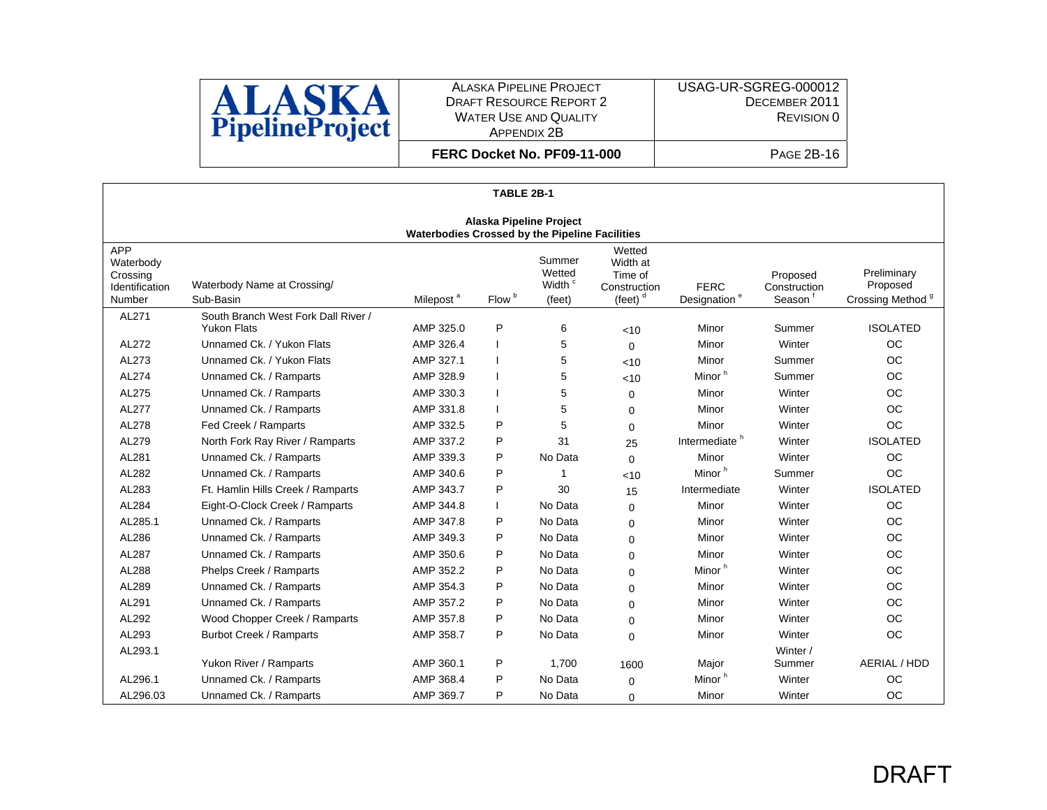**TABLE 2B-1**

**Alaska Pipeline Project**
**Waterbodies Crossed by the Pipeline Facilities**

| APP Waterbody Crossing Identification Number | Waterbody Name at Crossing/ Sub-Basin | Milepost [a] | Flow [b] | Summer Wetted Width [c] (feet) | Wetted Width at Time of Construction (feet) [d] | FERC Designation [e] | Proposed Construction Season [f] | Preliminary Proposed Crossing Method [g] |
|---|---|---|---|---|---|---|---|---|
| AL271 | South Branch West Fork Dall River / Yukon Flats | AMP 325.0 | P | 6 | <10 | Minor | Summer | ISOLATED |
| AL272 | Unnamed Ck. / Yukon Flats | AMP 326.4 | I | 5 | 0 | Minor | Winter | OC |
| AL273 | Unnamed Ck. / Yukon Flats | AMP 327.1 | I | 5 | <10 | Minor | Summer | OC |
| AL274 | Unnamed Ck. / Ramparts | AMP 328.9 | I | 5 | <10 | Minor [h] | Summer | OC |
| AL275 | Unnamed Ck. / Ramparts | AMP 330.3 | I | 5 | 0 | Minor | Winter | OC |
| AL277 | Unnamed Ck. / Ramparts | AMP 331.8 | I | 5 | 0 | Minor | Winter | OC |
| AL278 | Fed Creek / Ramparts | AMP 332.5 | P | 5 | 0 | Minor | Winter | OC |
| AL279 | North Fork Ray River / Ramparts | AMP 337.2 | P | 31 | 25 | Intermediate [h] | Winter | ISOLATED |
| AL281 | Unnamed Ck. / Ramparts | AMP 339.3 | P | No Data | 0 | Minor | Winter | OC |
| AL282 | Unnamed Ck. / Ramparts | AMP 340.6 | P | 1 | <10 | Minor [h] | Summer | OC |
| AL283 | Ft. Hamlin Hills Creek / Ramparts | AMP 343.7 | P | 30 | 15 | Intermediate | Winter | ISOLATED |
| AL284 | Eight-O-Clock Creek / Ramparts | AMP 344.8 | I | No Data | 0 | Minor | Winter | OC |
| AL285.1 | Unnamed Ck. / Ramparts | AMP 347.8 | P | No Data | 0 | Minor | Winter | OC |
| AL286 | Unnamed Ck. / Ramparts | AMP 349.3 | P | No Data | 0 | Minor | Winter | OC |
| AL287 | Unnamed Ck. / Ramparts | AMP 350.6 | P | No Data | 0 | Minor | Winter | OC |
| AL288 | Phelps Creek / Ramparts | AMP 352.2 | P | No Data | 0 | Minor [h] | Winter | OC |
| AL289 | Unnamed Ck. / Ramparts | AMP 354.3 | P | No Data | 0 | Minor | Winter | OC |
| AL291 | Unnamed Ck. / Ramparts | AMP 357.2 | P | No Data | 0 | Minor | Winter | OC |
| AL292 | Wood Chopper Creek / Ramparts | AMP 357.8 | P | No Data | 0 | Minor | Winter | OC |
| AL293 | Burbot Creek / Ramparts | AMP 358.7 | P | No Data | 0 | Minor | Winter | OC |
| AL293.1 | Yukon River / Ramparts | AMP 360.1 | P | 1,700 | 1600 | Major | Winter / Summer | AERIAL / HDD |
| AL296.1 | Unnamed Ck. / Ramparts | AMP 368.4 | P | No Data | 0 | Minor [h] | Winter | OC |
| AL296.03 | Unnamed Ck. / Ramparts | AMP 369.7 | P | No Data | 0 | Minor | Winter | OC |

DRAFT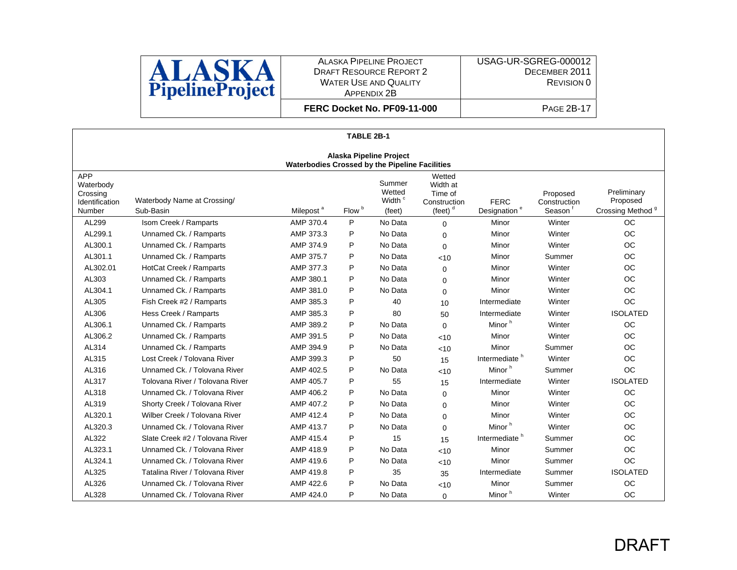**TABLE 2B-1**

**Alaska Pipeline Project**
**Waterbodies Crossed by the Pipeline Facilities**

| APP Waterbody Crossing Identification Number | Waterbody Name at Crossing/ Sub-Basin | Milepost [a] | Flow [b] | Summer Wetted Width [c] (feet) | Wetted Width at Time of Construction (feet) [d] | FERC Designation [e] | Proposed Construction Season [f] | Preliminary Proposed Crossing Method [g] |
|---|---|---|---|---|---|---|---|---|
| AL299 | Isom Creek / Ramparts | AMP 370.4 | P | No Data | 0 | Minor | Winter | OC |
| AL299.1 | Unnamed Ck. / Ramparts | AMP 373.3 | P | No Data | 0 | Minor | Winter | OC |
| AL300.1 | Unnamed Ck. / Ramparts | AMP 374.9 | P | No Data | 0 | Minor | Winter | OC |
| AL301.1 | Unnamed Ck. / Ramparts | AMP 375.7 | P | No Data | <10 | Minor | Summer | OC |
| AL302.01 | HotCat Creek / Ramparts | AMP 377.3 | P | No Data | 0 | Minor | Winter | OC |
| AL303 | Unnamed Ck. / Ramparts | AMP 380.1 | P | No Data | 0 | Minor | Winter | OC |
| AL304.1 | Unnamed Ck. / Ramparts | AMP 381.0 | P | No Data | 0 | Minor | Winter | OC |
| AL305 | Fish Creek #2 / Ramparts | AMP 385.3 | P | 40 | 10 | Intermediate | Winter | OC |
| AL306 | Hess Creek / Ramparts | AMP 385.3 | P | 80 | 50 | Intermediate | Winter | ISOLATED |
| AL306.1 | Unnamed Ck. / Ramparts | AMP 389.2 | P | No Data | 0 | Minor [h] | Winter | OC |
| AL306.2 | Unnamed Ck. / Ramparts | AMP 391.5 | P | No Data | <10 | Minor | Winter | OC |
| AL314 | Unnamed Ck. / Ramparts | AMP 394.9 | P | No Data | <10 | Minor | Summer | OC |
| AL315 | Lost Creek / Tolovana River | AMP 399.3 | P | 50 | 15 | Intermediate [h] | Winter | OC |
| AL316 | Unnamed Ck. / Tolovana River | AMP 402.5 | P | No Data | <10 | Minor [h] | Summer | OC |
| AL317 | Tolovana River / Tolovana River | AMP 405.7 | P | 55 | 15 | Intermediate | Winter | ISOLATED |
| AL318 | Unnamed Ck. / Tolovana River | AMP 406.2 | P | No Data | 0 | Minor | Winter | OC |
| AL319 | Shorty Creek / Tolovana River | AMP 407.2 | P | No Data | 0 | Minor | Winter | OC |
| AL320.1 | Wilber Creek / Tolovana River | AMP 412.4 | P | No Data | 0 | Minor | Winter | OC |
| AL320.3 | Unnamed Ck. / Tolovana River | AMP 413.7 | P | No Data | 0 | Minor [h] | Winter | OC |
| AL322 | Slate Creek #2 / Tolovana River | AMP 415.4 | P | 15 | 15 | Intermediate [h] | Summer | OC |
| AL323.1 | Unnamed Ck. / Tolovana River | AMP 418.9 | P | No Data | <10 | Minor | Summer | OC |
| AL324.1 | Unnamed Ck. / Tolovana River | AMP 419.6 | P | No Data | <10 | Minor | Summer | OC |
| AL325 | Tatalina River / Tolovana River | AMP 419.8 | P | 35 | 35 | Intermediate | Summer | ISOLATED |
| AL326 | Unnamed Ck. / Tolovana River | AMP 422.6 | P | No Data | <10 | Minor | Summer | OC |
| AL328 | Unnamed Ck. / Tolovana River | AMP 424.0 | P | No Data | 0 | Minor [h] | Winter | OC |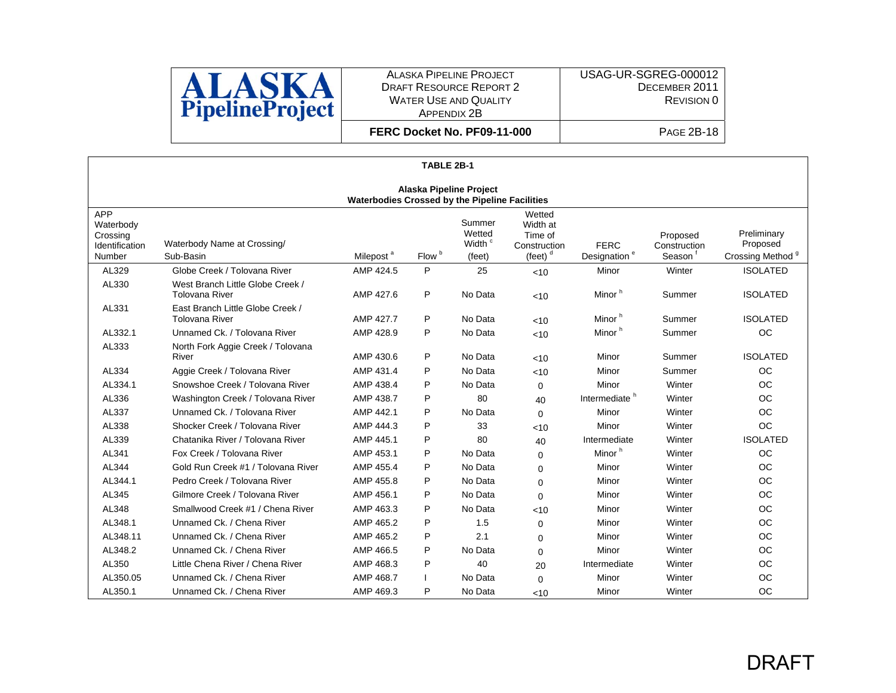**TABLE 2B-1**

**Alaska Pipeline Project**
**Waterbodies Crossed by the Pipeline Facilities**

| APP Waterbody Crossing Identification Number | Waterbody Name at Crossing/ Sub-Basin | Milepost [a] | Flow [b] | Summer Wetted Width [c] (feet) | Wetted Width at Time of Construction (feet) [d] | FERC Designation [e] | Proposed Construction Season [f] | Preliminary Proposed Crossing Method [g] |
|---|---|---|---|---|---|---|---|---|
| AL329 | Globe Creek / Tolovana River | AMP 424.5 | P | 25 | <10 | Minor | Winter | ISOLATED |
| AL330 | West Branch Little Globe Creek / Tolovana River | AMP 427.6 | P | No Data | <10 | Minor [h] | Summer | ISOLATED |
| AL331 | East Branch Little Globe Creek / Tolovana River | AMP 427.7 | P | No Data | <10 | Minor [h] | Summer | ISOLATED |
| AL332.1 | Unnamed Ck. / Tolovana River | AMP 428.9 | P | No Data | <10 | Minor [h] | Summer | OC |
| AL333 | North Fork Aggie Creek / Tolovana River | AMP 430.6 | P | No Data | <10 | Minor | Summer | ISOLATED |
| AL334 | Aggie Creek / Tolovana River | AMP 431.4 | P | No Data | <10 | Minor | Summer | OC |
| AL334.1 | Snowshoe Creek / Tolovana River | AMP 438.4 | P | No Data | 0 | Minor | Winter | OC |
| AL336 | Washington Creek / Tolovana River | AMP 438.7 | P | 80 | 40 | Intermediate [h] | Winter | OC |
| AL337 | Unnamed Ck. / Tolovana River | AMP 442.1 | P | No Data | 0 | Minor | Winter | OC |
| AL338 | Shocker Creek / Tolovana River | AMP 444.3 | P | 33 | <10 | Minor | Winter | OC |
| AL339 | Chatanika River / Tolovana River | AMP 445.1 | P | 80 | 40 | Intermediate | Winter | ISOLATED |
| AL341 | Fox Creek / Tolovana River | AMP 453.1 | P | No Data | 0 | Minor [h] | Winter | OC |
| AL344 | Gold Run Creek #1 / Tolovana River | AMP 455.4 | P | No Data | 0 | Minor | Winter | OC |
| AL344.1 | Pedro Creek / Tolovana River | AMP 455.8 | P | No Data | 0 | Minor | Winter | OC |
| AL345 | Gilmore Creek / Tolovana River | AMP 456.1 | P | No Data | 0 | Minor | Winter | OC |
| AL348 | Smallwood Creek #1 / Chena River | AMP 463.3 | P | No Data | <10 | Minor | Winter | OC |
| AL348.1 | Unnamed Ck. / Chena River | AMP 465.2 | P | 1.5 | 0 | Minor | Winter | OC |
| AL348.11 | Unnamed Ck. / Chena River | AMP 465.2 | P | 2.1 | 0 | Minor | Winter | OC |
| AL348.2 | Unnamed Ck. / Chena River | AMP 466.5 | P | No Data | 0 | Minor | Winter | OC |
| AL350 | Little Chena River / Chena River | AMP 468.3 | P | 40 | 20 | Intermediate | Winter | OC |
| AL350.05 | Unnamed Ck. / Chena River | AMP 468.7 | I | No Data | 0 | Minor | Winter | OC |
| AL350.1 | Unnamed Ck. / Chena River | AMP 469.3 | P | No Data | <10 | Minor | Winter | OC |

DRAFT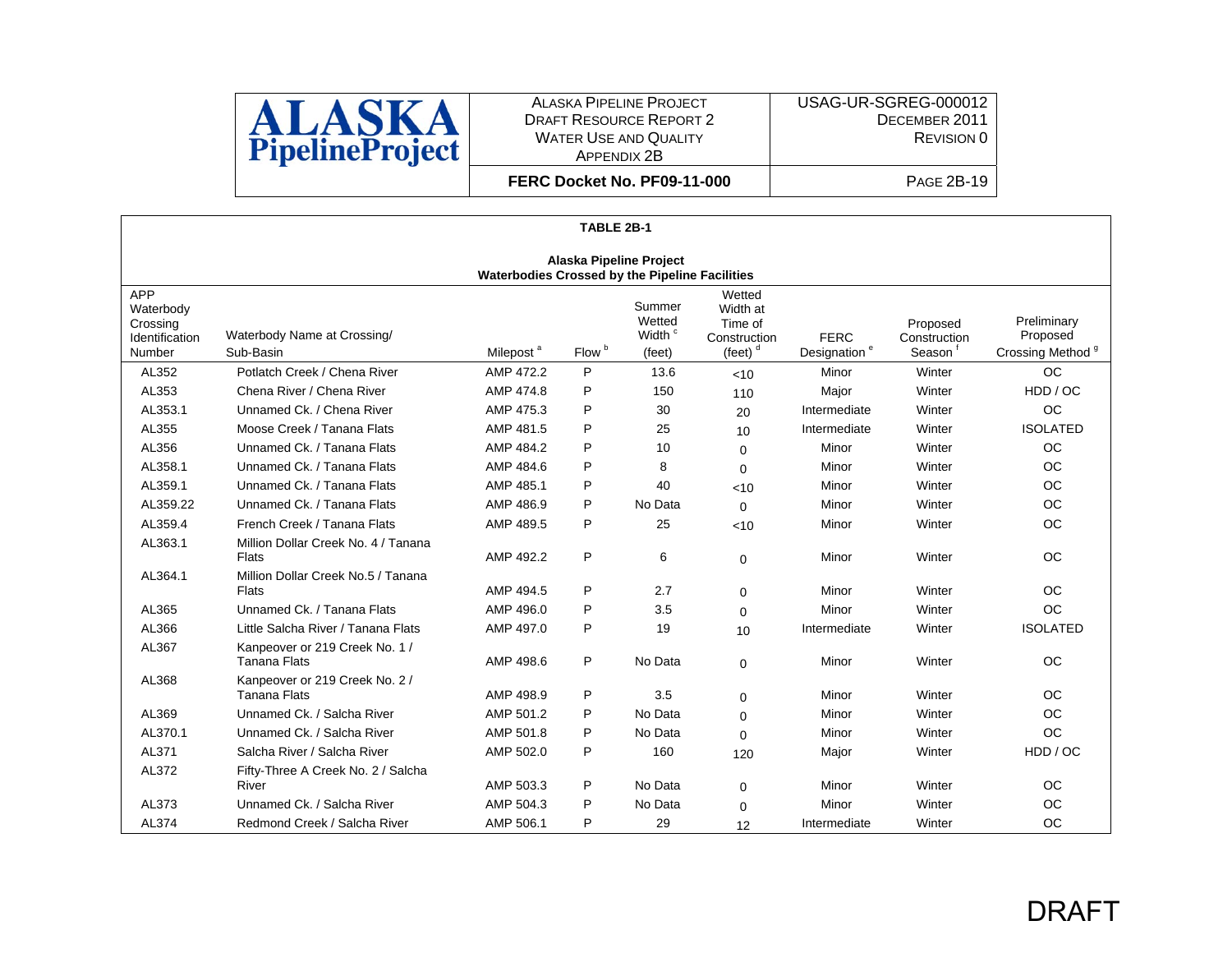**TABLE 2B-1**

**Alaska Pipeline Project**
**Waterbodies Crossed by the Pipeline Facilities**

| APP Waterbody Crossing Identification Number | Waterbody Name at Crossing/ Sub-Basin | Milepost [a] | Flow [b] | Summer Wetted Width [c] (feet) | Wetted Width at Time of Construction (feet) [d] | FERC Designation [e] | Proposed Construction Season [f] | Preliminary Proposed Crossing Method [g] |
|---|---|---|---|---|---|---|---|---|
| AL352 | Potlatch Creek / Chena River | AMP 472.2 | P | 13.6 | <10 | Minor | Winter | OC |
| AL353 | Chena River / Chena River | AMP 474.8 | P | 150 | 110 | Major | Winter | HDD / OC |
| AL353.1 | Unnamed Ck. / Chena River | AMP 475.3 | P | 30 | 20 | Intermediate | Winter | OC |
| AL355 | Moose Creek / Tanana Flats | AMP 481.5 | P | 25 | 10 | Intermediate | Winter | ISOLATED |
| AL356 | Unnamed Ck. / Tanana Flats | AMP 484.2 | P | 10 | 0 | Minor | Winter | OC |
| AL358.1 | Unnamed Ck. / Tanana Flats | AMP 484.6 | P | 8 | 0 | Minor | Winter | OC |
| AL359.1 | Unnamed Ck. / Tanana Flats | AMP 485.1 | P | 40 | <10 | Minor | Winter | OC |
| AL359.22 | Unnamed Ck. / Tanana Flats | AMP 486.9 | P | No Data | 0 | Minor | Winter | OC |
| AL359.4 | French Creek / Tanana Flats | AMP 489.5 | P | 25 | <10 | Minor | Winter | OC |
| AL363.1 | Million Dollar Creek No. 4 / Tanana Flats | AMP 492.2 | P | 6 | 0 | Minor | Winter | OC |
| AL364.1 | Million Dollar Creek No.5 / Tanana Flats | AMP 494.5 | P | 2.7 | 0 | Minor | Winter | OC |
| AL365 | Unnamed Ck. / Tanana Flats | AMP 496.0 | P | 3.5 | 0 | Minor | Winter | OC |
| AL366 | Little Salcha River / Tanana Flats | AMP 497.0 | P | 19 | 10 | Intermediate | Winter | ISOLATED |
| AL367 | Kanpeover or 219 Creek No. 1 / Tanana Flats | AMP 498.6 | P | No Data | 0 | Minor | Winter | OC |
| AL368 | Kanpeover or 219 Creek No. 2 / Tanana Flats | AMP 498.9 | P | 3.5 | 0 | Minor | Winter | OC |
| AL369 | Unnamed Ck. / Salcha River | AMP 501.2 | P | No Data | 0 | Minor | Winter | OC |
| AL370.1 | Unnamed Ck. / Salcha River | AMP 501.8 | P | No Data | 0 | Minor | Winter | OC |
| AL371 | Salcha River / Salcha River | AMP 502.0 | P | 160 | 120 | Major | Winter | HDD / OC |
| AL372 | Fifty-Three A Creek No. 2 / Salcha River | AMP 503.3 | P | No Data | 0 | Minor | Winter | OC |
| AL373 | Unnamed Ck. / Salcha River | AMP 504.3 | P | No Data | 0 | Minor | Winter | OC |
| AL374 | Redmond Creek / Salcha River | AMP 506.1 | P | 29 | 12 | Intermediate | Winter | OC |

DRAFT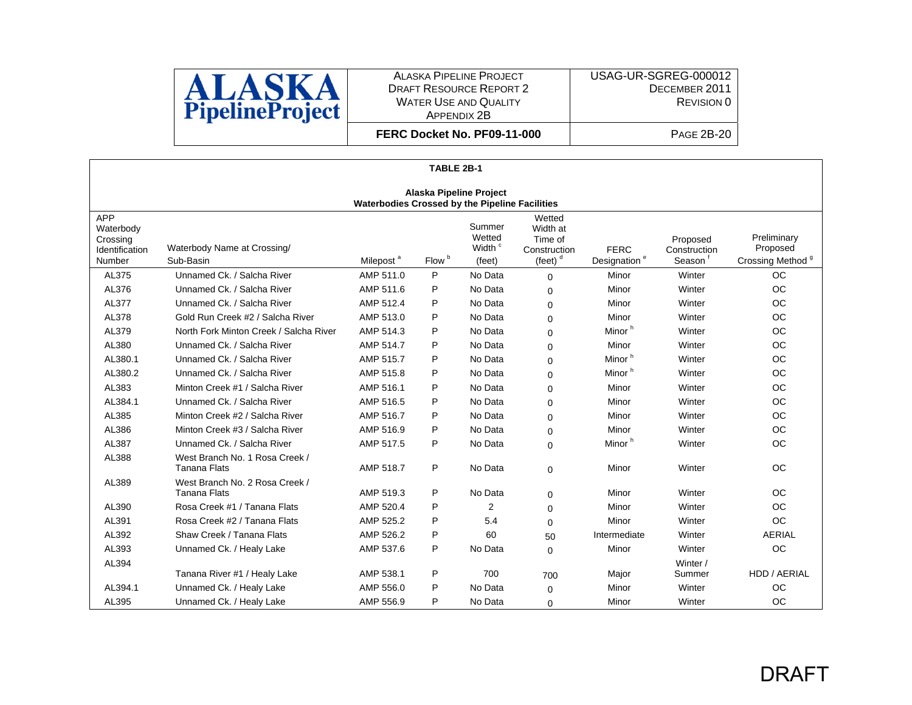**TABLE 2B-1**

**Alaska Pipeline Project**
**Waterbodies Crossed by the Pipeline Facilities**

| APP Waterbody Crossing Identification Number | Waterbody Name at Crossing/ Sub-Basin | Milepost [a] | Flow [b] | Summer Wetted Width [c] (feet) | Wetted Width at Time of Construction (feet) [d] | FERC Designation [e] | Proposed Construction Season [f] | Preliminary Proposed Crossing Method [g] |
|---|---|---|---|---|---|---|---|---|
| AL375 | Unnamed Ck. / Salcha River | AMP 511.0 | P | No Data | 0 | Minor | Winter | OC |
| AL376 | Unnamed Ck. / Salcha River | AMP 511.6 | P | No Data | 0 | Minor | Winter | OC |
| AL377 | Unnamed Ck. / Salcha River | AMP 512.4 | P | No Data | 0 | Minor | Winter | OC |
| AL378 | Gold Run Creek #2 / Salcha River | AMP 513.0 | P | No Data | 0 | Minor | Winter | OC |
| AL379 | North Fork Minton Creek / Salcha River | AMP 514.3 | P | No Data | 0 | Minor [h] | Winter | OC |
| AL380 | Unnamed Ck. / Salcha River | AMP 514.7 | P | No Data | 0 | Minor | Winter | OC |
| AL380.1 | Unnamed Ck. / Salcha River | AMP 515.7 | P | No Data | 0 | Minor [h] | Winter | OC |
| AL380.2 | Unnamed Ck. / Salcha River | AMP 515.8 | P | No Data | 0 | Minor [h] | Winter | OC |
| AL383 | Minton Creek #1 / Salcha River | AMP 516.1 | P | No Data | 0 | Minor | Winter | OC |
| AL384.1 | Unnamed Ck. / Salcha River | AMP 516.5 | P | No Data | 0 | Minor | Winter | OC |
| AL385 | Minton Creek #2 / Salcha River | AMP 516.7 | P | No Data | 0 | Minor | Winter | OC |
| AL386 | Minton Creek #3 / Salcha River | AMP 516.9 | P | No Data | 0 | Minor | Winter | OC |
| AL387 | Unnamed Ck. / Salcha River | AMP 517.5 | P | No Data | 0 | Minor [h] | Winter | OC |
| AL388 | West Branch No. 1 Rosa Creek / Tanana Flats | AMP 518.7 | P | No Data | 0 | Minor | Winter | OC |
| AL389 | West Branch No. 2 Rosa Creek / Tanana Flats | AMP 519.3 | P | No Data | 0 | Minor | Winter | OC |
| AL390 | Rosa Creek #1 / Tanana Flats | AMP 520.4 | P | 2 | 0 | Minor | Winter | OC |
| AL391 | Rosa Creek #2 / Tanana Flats | AMP 525.2 | P | 5.4 | 0 | Minor | Winter | OC |
| AL392 | Shaw Creek / Tanana Flats | AMP 526.2 | P | 60 | 50 | Intermediate | Winter | AERIAL |
| AL393 | Unnamed Ck. / Healy Lake | AMP 537.6 | P | No Data | 0 | Minor | Winter | OC |
| AL394 | Tanana River #1 / Healy Lake | AMP 538.1 | P | 700 | 700 | Major | Winter / Summer | HDD / AERIAL |
| AL394.1 | Unnamed Ck. / Healy Lake | AMP 556.0 | P | No Data | 0 | Minor | Winter | OC |
| AL395 | Unnamed Ck. / Healy Lake | AMP 556.9 | P | No Data | 0 | Minor | Winter | OC |

DRAFT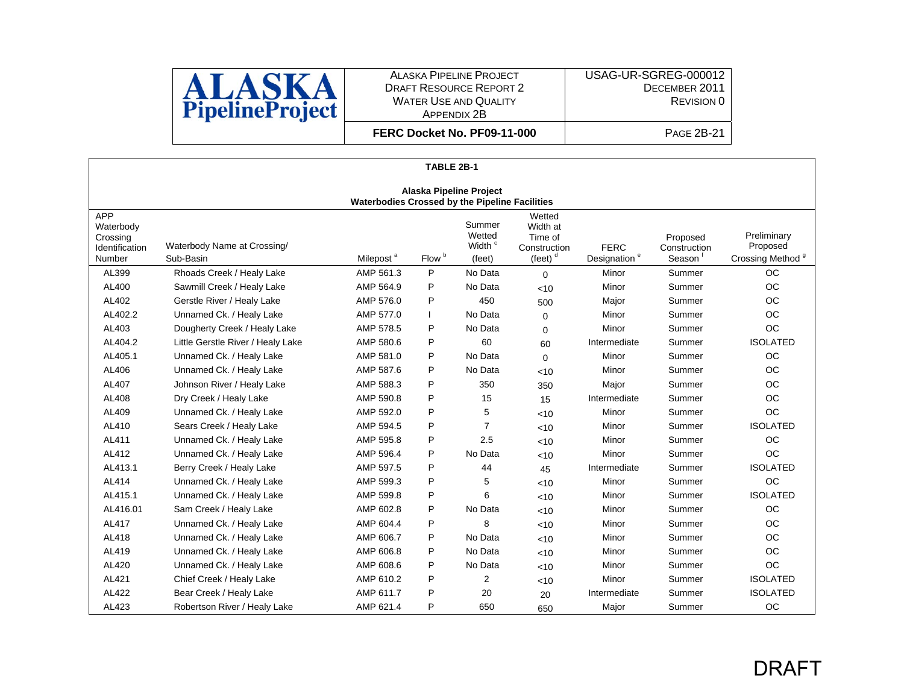**TABLE 2B-1**

**Alaska Pipeline Project**
**Waterbodies Crossed by the Pipeline Facilities**

| APP Waterbody Crossing Identification Number | Waterbody Name at Crossing/ Sub-Basin | Milepost [a] | Flow [b] | Summer Wetted Width [c] (feet) | Wetted Width at Time of Construction (feet) [d] | FERC Designation [e] | Proposed Construction Season [f] | Preliminary Proposed Crossing Method [g] |
|---|---|---|---|---|---|---|---|---|
| AL399 | Rhoads Creek / Healy Lake | AMP 561.3 | P | No Data | 0 | Minor | Summer | OC |
| AL400 | Sawmill Creek / Healy Lake | AMP 564.9 | P | No Data | <10 | Minor | Summer | OC |
| AL402 | Gerstle River / Healy Lake | AMP 576.0 | P | 450 | 500 | Major | Summer | OC |
| AL402.2 | Unnamed Ck. / Healy Lake | AMP 577.0 | I | No Data | 0 | Minor | Summer | OC |
| AL403 | Dougherty Creek / Healy Lake | AMP 578.5 | P | No Data | 0 | Minor | Summer | OC |
| AL404.2 | Little Gerstle River / Healy Lake | AMP 580.6 | P | 60 | 60 | Intermediate | Summer | ISOLATED |
| AL405.1 | Unnamed Ck. / Healy Lake | AMP 581.0 | P | No Data | 0 | Minor | Summer | OC |
| AL406 | Unnamed Ck. / Healy Lake | AMP 587.6 | P | No Data | <10 | Minor | Summer | OC |
| AL407 | Johnson River / Healy Lake | AMP 588.3 | P | 350 | 350 | Major | Summer | OC |
| AL408 | Dry Creek / Healy Lake | AMP 590.8 | P | 15 | 15 | Intermediate | Summer | OC |
| AL409 | Unnamed Ck. / Healy Lake | AMP 592.0 | P | 5 | <10 | Minor | Summer | OC |
| AL410 | Sears Creek / Healy Lake | AMP 594.5 | P | 7 | <10 | Minor | Summer | ISOLATED |
| AL411 | Unnamed Ck. / Healy Lake | AMP 595.8 | P | 2.5 | <10 | Minor | Summer | OC |
| AL412 | Unnamed Ck. / Healy Lake | AMP 596.4 | P | No Data | <10 | Minor | Summer | OC |
| AL413.1 | Berry Creek / Healy Lake | AMP 597.5 | P | 44 | 45 | Intermediate | Summer | ISOLATED |
| AL414 | Unnamed Ck. / Healy Lake | AMP 599.3 | P | 5 | <10 | Minor | Summer | OC |
| AL415.1 | Unnamed Ck. / Healy Lake | AMP 599.8 | P | 6 | <10 | Minor | Summer | ISOLATED |
| AL416.01 | Sam Creek / Healy Lake | AMP 602.8 | P | No Data | <10 | Minor | Summer | OC |
| AL417 | Unnamed Ck. / Healy Lake | AMP 604.4 | P | 8 | <10 | Minor | Summer | OC |
| AL418 | Unnamed Ck. / Healy Lake | AMP 606.7 | P | No Data | <10 | Minor | Summer | OC |
| AL419 | Unnamed Ck. / Healy Lake | AMP 606.8 | P | No Data | <10 | Minor | Summer | OC |
| AL420 | Unnamed Ck. / Healy Lake | AMP 608.6 | P | No Data | <10 | Minor | Summer | OC |
| AL421 | Chief Creek / Healy Lake | AMP 610.2 | P | 2 | <10 | Minor | Summer | ISOLATED |
| AL422 | Bear Creek / Healy Lake | AMP 611.7 | P | 20 | 20 | Intermediate | Summer | ISOLATED |
| AL423 | Robertson River / Healy Lake | AMP 621.4 | P | 650 | 650 | Major | Summer | OC |

DRAFT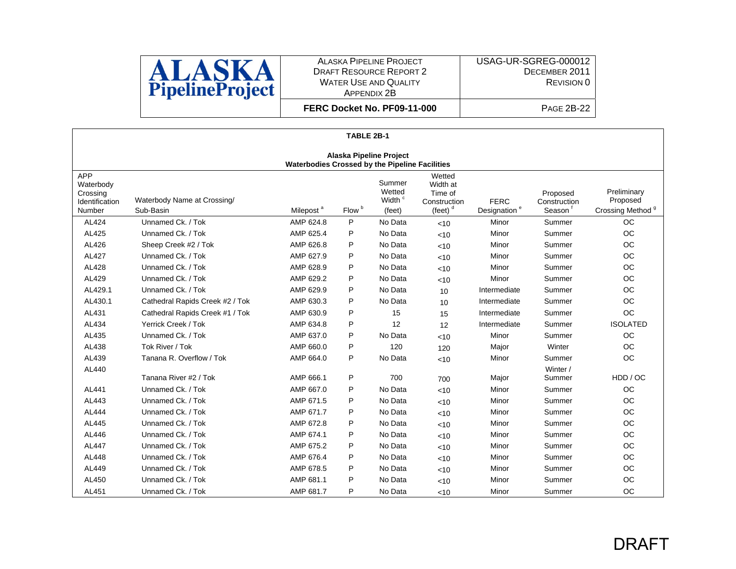**TABLE 2B-1**

**Alaska Pipeline Project**
**Waterbodies Crossed by the Pipeline Facilities**

| APP Waterbody Crossing Identification Number | Waterbody Name at Crossing/ Sub-Basin | Milepost [a] | Flow [b] | Summer Wetted Width [c] (feet) | Wetted Width at Time of Construction (feet) [d] | FERC Designation [e] | Proposed Construction Season [f] | Preliminary Proposed Crossing Method [g] |
|---|---|---|---|---|---|---|---|---|
| AL424 | Unnamed Ck. / Tok | AMP 624.8 | P | No Data | <10 | Minor | Summer | OC |
| AL425 | Unnamed Ck. / Tok | AMP 625.4 | P | No Data | <10 | Minor | Summer | OC |
| AL426 | Sheep Creek #2 / Tok | AMP 626.8 | P | No Data | <10 | Minor | Summer | OC |
| AL427 | Unnamed Ck. / Tok | AMP 627.9 | P | No Data | <10 | Minor | Summer | OC |
| AL428 | Unnamed Ck. / Tok | AMP 628.9 | P | No Data | <10 | Minor | Summer | OC |
| AL429 | Unnamed Ck. / Tok | AMP 629.2 | P | No Data | <10 | Minor | Summer | OC |
| AL429.1 | Unnamed Ck. / Tok | AMP 629.9 | P | No Data | 10 | Intermediate | Summer | OC |
| AL430.1 | Cathedral Rapids Creek #2 / Tok | AMP 630.3 | P | No Data | 10 | Intermediate | Summer | OC |
| AL431 | Cathedral Rapids Creek #1 / Tok | AMP 630.9 | P | 15 | 15 | Intermediate | Summer | OC |
| AL434 | Yerrick Creek / Tok | AMP 634.8 | P | 12 | 12 | Intermediate | Summer | ISOLATED |
| AL435 | Unnamed Ck. / Tok | AMP 637.0 | P | No Data | <10 | Minor | Summer | OC |
| AL438 | Tok River / Tok | AMP 660.0 | P | 120 | 120 | Major | Winter | OC |
| AL439 | Tanana R. Overflow / Tok | AMP 664.0 | P | No Data | <10 | Minor | Summer | OC |
| AL440 | Tanana River #2 / Tok | AMP 666.1 | P | 700 | 700 | Major | Winter / Summer | HDD / OC |
| AL441 | Unnamed Ck. / Tok | AMP 667.0 | P | No Data | <10 | Minor | Summer | OC |
| AL443 | Unnamed Ck. / Tok | AMP 671.5 | P | No Data | <10 | Minor | Summer | OC |
| AL444 | Unnamed Ck. / Tok | AMP 671.7 | P | No Data | <10 | Minor | Summer | OC |
| AL445 | Unnamed Ck. / Tok | AMP 672.8 | P | No Data | <10 | Minor | Summer | OC |
| AL446 | Unnamed Ck. / Tok | AMP 674.1 | P | No Data | <10 | Minor | Summer | OC |
| AL447 | Unnamed Ck. / Tok | AMP 675.2 | P | No Data | <10 | Minor | Summer | OC |
| AL448 | Unnamed Ck. / Tok | AMP 676.4 | P | No Data | <10 | Minor | Summer | OC |
| AL449 | Unnamed Ck. / Tok | AMP 678.5 | P | No Data | <10 | Minor | Summer | OC |
| AL450 | Unnamed Ck. / Tok | AMP 681.1 | P | No Data | <10 | Minor | Summer | OC |
| AL451 | Unnamed Ck. / Tok | AMP 681.7 | P | No Data | <10 | Minor | Summer | OC |

DRAFT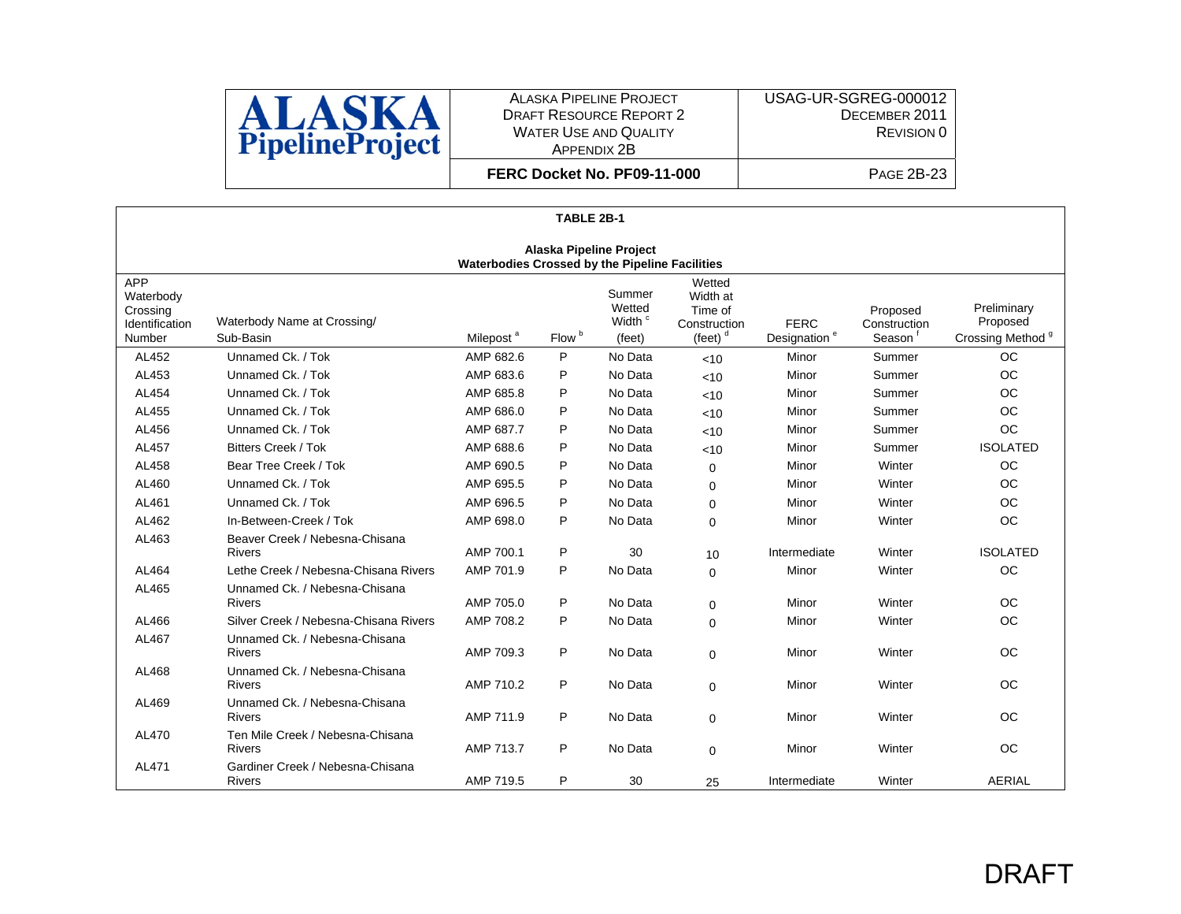**TABLE 2B-1**

**Alaska Pipeline Project**
**Waterbodies Crossed by the Pipeline Facilities**

| APP Waterbody Crossing Identification Number | Waterbody Name at Crossing/ Sub-Basin | Milepost [a] | Flow [b] | Summer Wetted Width [c] (feet) | Wetted Width at Time of Construction (feet) [d] | FERC Designation [e] | Proposed Construction Season [f] | Preliminary Proposed Crossing Method [g] |
|---|---|---|---|---|---|---|---|---|
| AL452 | Unnamed Ck. / Tok | AMP 682.6 | P | No Data | <10 | Minor | Summer | OC |
| AL453 | Unnamed Ck. / Tok | AMP 683.6 | P | No Data | <10 | Minor | Summer | OC |
| AL454 | Unnamed Ck. / Tok | AMP 685.8 | P | No Data | <10 | Minor | Summer | OC |
| AL455 | Unnamed Ck. / Tok | AMP 686.0 | P | No Data | <10 | Minor | Summer | OC |
| AL456 | Unnamed Ck. / Tok | AMP 687.7 | P | No Data | <10 | Minor | Summer | OC |
| AL457 | Bitters Creek / Tok | AMP 688.6 | P | No Data | <10 | Minor | Summer | ISOLATED |
| AL458 | Bear Tree Creek / Tok | AMP 690.5 | P | No Data | 0 | Minor | Winter | OC |
| AL460 | Unnamed Ck. / Tok | AMP 695.5 | P | No Data | 0 | Minor | Winter | OC |
| AL461 | Unnamed Ck. / Tok | AMP 696.5 | P | No Data | 0 | Minor | Winter | OC |
| AL462 | In-Between-Creek / Tok | AMP 698.0 | P | No Data | 0 | Minor | Winter | OC |
| AL463 | Beaver Creek / Nebesna-Chisana Rivers | AMP 700.1 | P | 30 | 10 | Intermediate | Winter | ISOLATED |
| AL464 | Lethe Creek / Nebesna-Chisana Rivers | AMP 701.9 | P | No Data | 0 | Minor | Winter | OC |
| AL465 | Unnamed Ck. / Nebesna-Chisana Rivers | AMP 705.0 | P | No Data | 0 | Minor | Winter | OC |
| AL466 | Silver Creek / Nebesna-Chisana Rivers | AMP 708.2 | P | No Data | 0 | Minor | Winter | OC |
| AL467 | Unnamed Ck. / Nebesna-Chisana Rivers | AMP 709.3 | P | No Data | 0 | Minor | Winter | OC |
| AL468 | Unnamed Ck. / Nebesna-Chisana Rivers | AMP 710.2 | P | No Data | 0 | Minor | Winter | OC |
| AL469 | Unnamed Ck. / Nebesna-Chisana Rivers | AMP 711.9 | P | No Data | 0 | Minor | Winter | OC |
| AL470 | Ten Mile Creek / Nebesna-Chisana Rivers | AMP 713.7 | P | No Data | 0 | Minor | Winter | OC |
| AL471 | Gardiner Creek / Nebesna-Chisana Rivers | AMP 719.5 | P | 30 | 25 | Intermediate | Winter | AERIAL |

DRAFT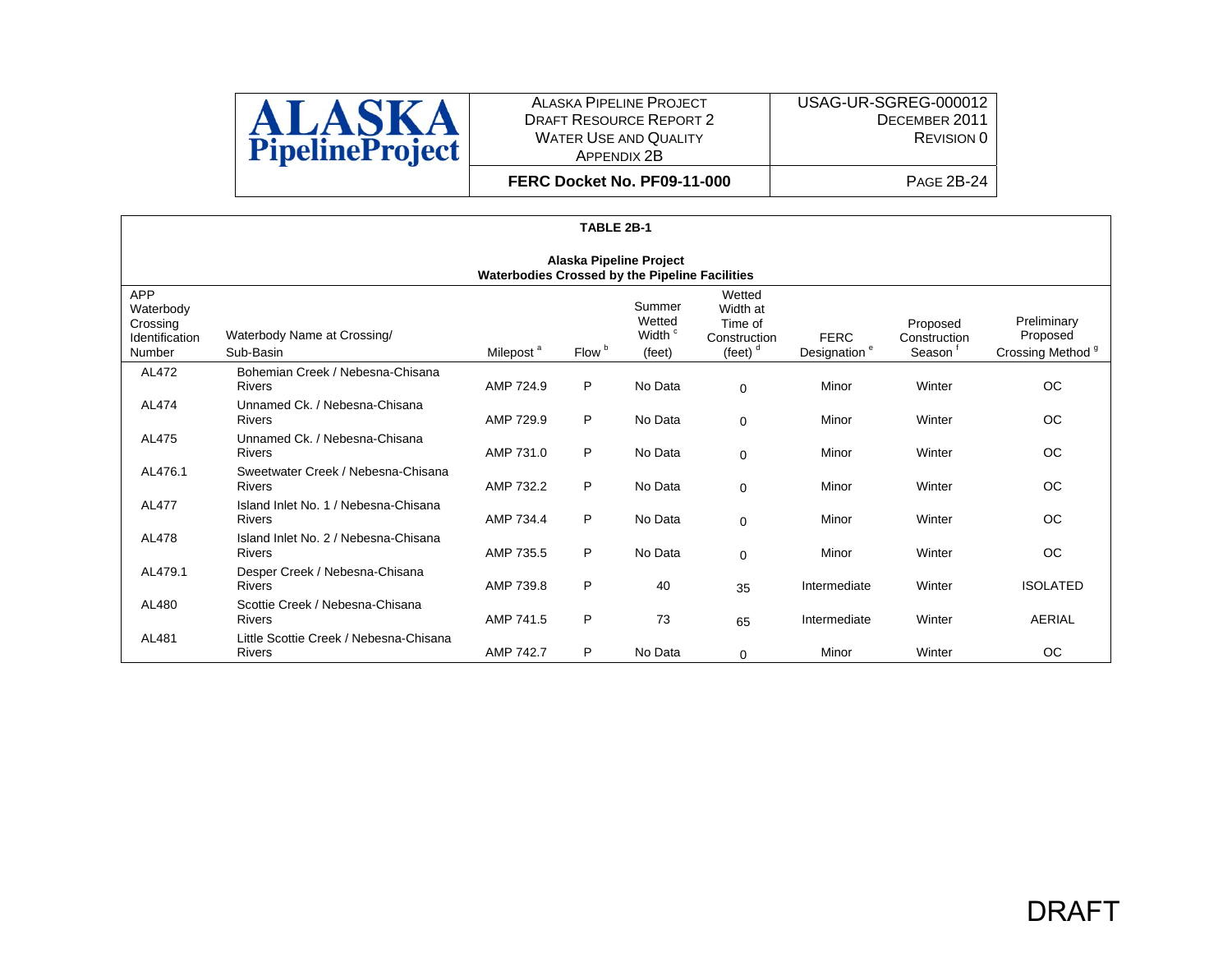**TABLE 2B-1**

**Alaska Pipeline Project**
**Waterbodies Crossed by the Pipeline Facilities**

| APP Waterbody Crossing Identification Number | Waterbody Name at Crossing/ Sub-Basin | Milepost [a] | Flow [b] | Summer Wetted Width [c] (feet) | Wetted Width at Time of Construction (feet) [d] | FERC Designation [e] | Proposed Construction Season [f] | Preliminary Proposed Crossing Method [g] |
|---|---|---|---|---|---|---|---|---|
| AL472 | Bohemian Creek / Nebesna-Chisana Rivers | AMP 724.9 | P | No Data | 0 | Minor | Winter | OC |
| AL474 | Unnamed Ck. / Nebesna-Chisana Rivers | AMP 729.9 | P | No Data | 0 | Minor | Winter | OC |
| AL475 | Unnamed Ck. / Nebesna-Chisana Rivers | AMP 731.0 | P | No Data | 0 | Minor | Winter | OC |
| AL476.1 | Sweetwater Creek / Nebesna-Chisana Rivers | AMP 732.2 | P | No Data | 0 | Minor | Winter | OC |
| AL477 | Island Inlet No. 1 / Nebesna-Chisana Rivers | AMP 734.4 | P | No Data | 0 | Minor | Winter | OC |
| AL478 | Island Inlet No. 2 / Nebesna-Chisana Rivers | AMP 735.5 | P | No Data | 0 | Minor | Winter | OC |
| AL479.1 | Desper Creek / Nebesna-Chisana Rivers | AMP 739.8 | P | 40 | 35 | Intermediate | Winter | ISOLATED |
| AL480 | Scottie Creek / Nebesna-Chisana Rivers | AMP 741.5 | P | 73 | 65 | Intermediate | Winter | AERIAL |
| AL481 | Little Scottie Creek / Nebesna-Chisana Rivers | AMP 742.7 | P | No Data | 0 | Minor | Winter | OC |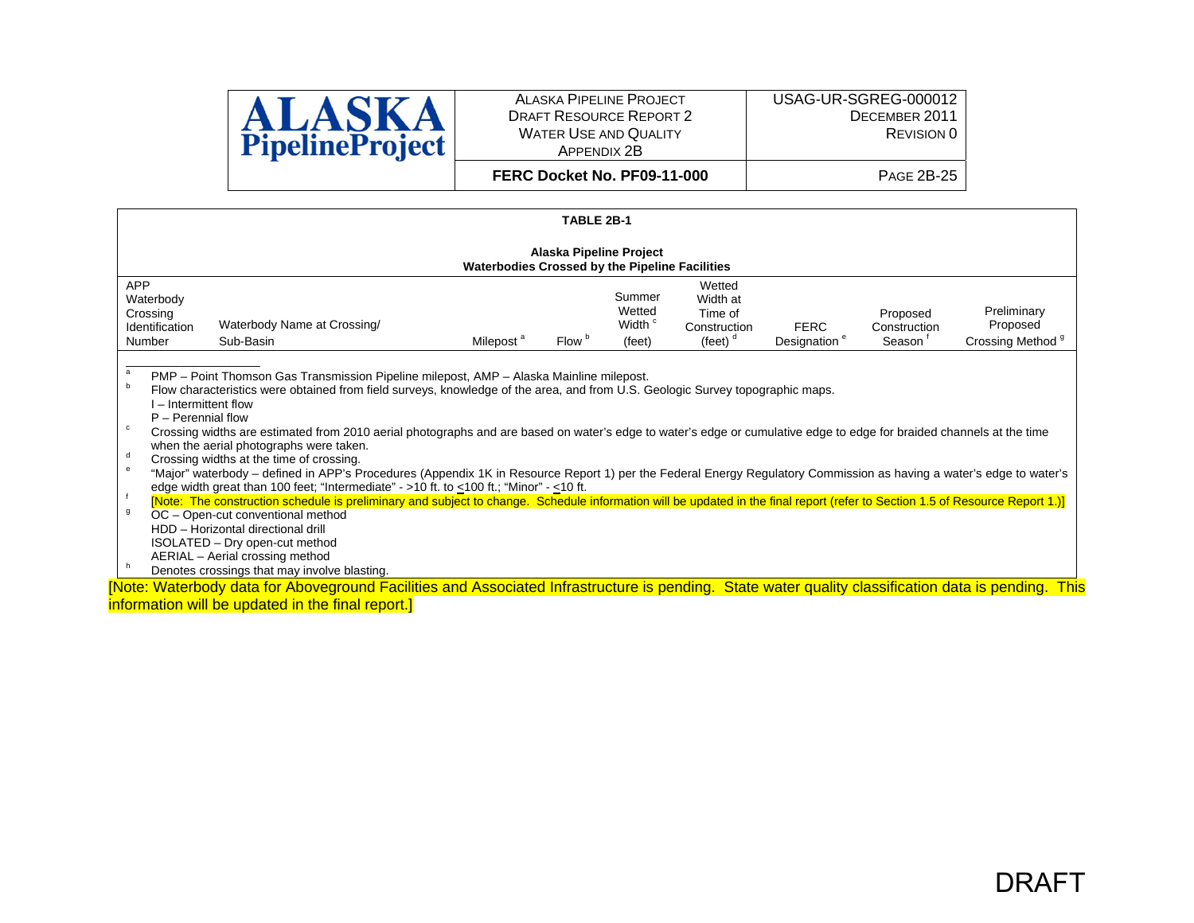**TABLE 2B-1**

**Alaska Pipeline Project**
**Waterbodies Crossed by the Pipeline Facilities**

| APP Waterbody Crossing Identification Number | Waterbody Name at Crossing/ Sub-Basin | Milepost [a] | Flow [b] | Summer Wetted Width [c] (feet) | Wetted Width at Time of Construction (feet) [d] | FERC Designation [e] | Proposed Construction Season [f] | Preliminary Proposed Crossing Method [g] |
|---|---|---|---|---|---|---|---|---|

[a] PMP – Point Thomson Gas Transmission Pipeline milepost, AMP – Alaska Mainline milepost.

[b] Flow characteristics were obtained from field surveys, knowledge of the area, and from U.S. Geologic Survey topographic maps.
I – Intermittent flow
P – Perennial flow

[c] Crossing widths are estimated from 2010 aerial photographs and are based on water's edge to water's edge or cumulative edge to edge for braided channels at the time when the aerial photographs were taken.

[d] Crossing widths at the time of crossing.

[e] "Major" waterbody – defined in APP's Procedures (Appendix 1K in Resource Report 1) per the Federal Energy Regulatory Commission as having a water's edge to water's edge width great than 100 feet; "Intermediate" - >10 ft. to ≤100 ft.; "Minor" - ≤10 ft.

[f] [Note: The construction schedule is preliminary and subject to change. Schedule information will be updated in the final report (refer to Section 1.5 of Resource Report 1.)]

[g] OC – Open-cut conventional method
HDD – Horizontal directional drill
ISOLATED – Dry open-cut method
AERIAL – Aerial crossing method

[h] Denotes crossings that may involve blasting.

[Note: Waterbody data for Aboveground Facilities and Associated Infrastructure is pending. State water quality classification data is pending. This information will be updated in the final report.]

DRAFT